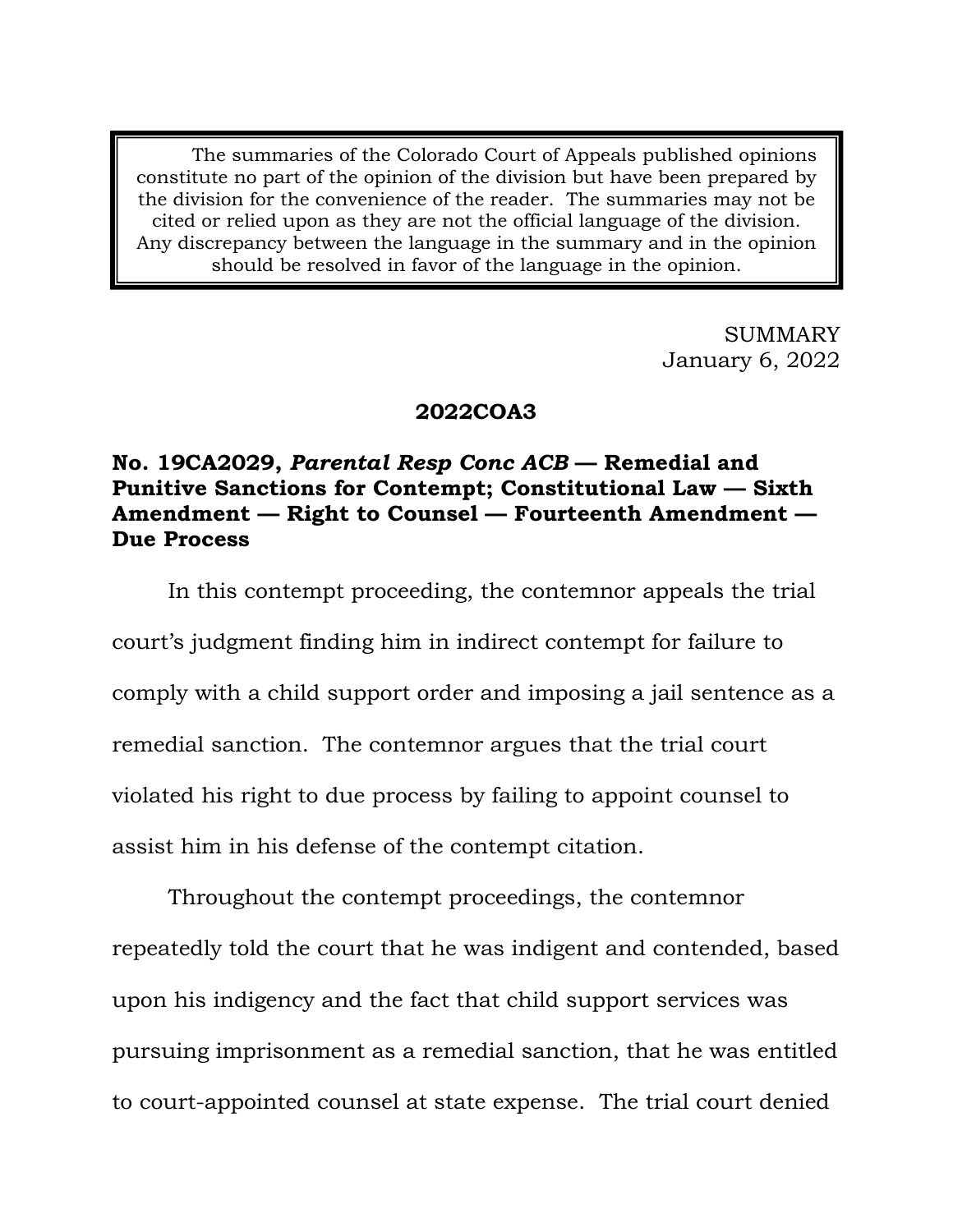The summaries of the Colorado Court of Appeals published opinions constitute no part of the opinion of the division but have been prepared by the division for the convenience of the reader. The summaries may not be cited or relied upon as they are not the official language of the division. Any discrepancy between the language in the summary and in the opinion should be resolved in favor of the language in the opinion.

SUMMARY
January 6, 2022

**2022COA3**

**No. 19CA2029, *Parental Resp Conc ACB* — Remedial and Punitive Sanctions for Contempt; Constitutional Law — Sixth Amendment — Right to Counsel — Fourteenth Amendment — Due Process**

In this contempt proceeding, the contemnor appeals the trial court's judgment finding him in indirect contempt for failure to comply with a child support order and imposing a jail sentence as a remedial sanction. The contemnor argues that the trial court violated his right to due process by failing to appoint counsel to assist him in his defense of the contempt citation.

Throughout the contempt proceedings, the contemnor repeatedly told the court that he was indigent and contended, based upon his indigency and the fact that child support services was pursuing imprisonment as a remedial sanction, that he was entitled to court-appointed counsel at state expense. The trial court denied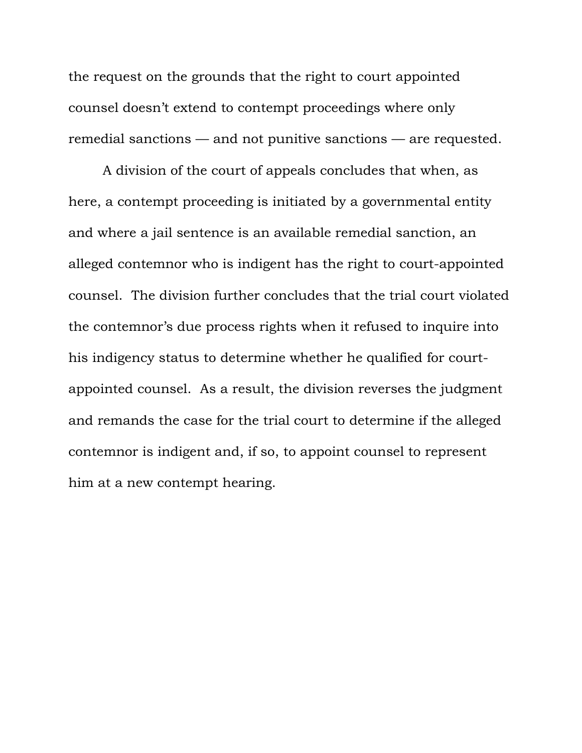the request on the grounds that the right to court appointed counsel doesn't extend to contempt proceedings where only remedial sanctions — and not punitive sanctions — are requested.

A division of the court of appeals concludes that when, as here, a contempt proceeding is initiated by a governmental entity and where a jail sentence is an available remedial sanction, an alleged contemnor who is indigent has the right to court-appointed counsel. The division further concludes that the trial court violated the contemnor's due process rights when it refused to inquire into his indigency status to determine whether he qualified for court-appointed counsel. As a result, the division reverses the judgment and remands the case for the trial court to determine if the alleged contemnor is indigent and, if so, to appoint counsel to represent him at a new contempt hearing.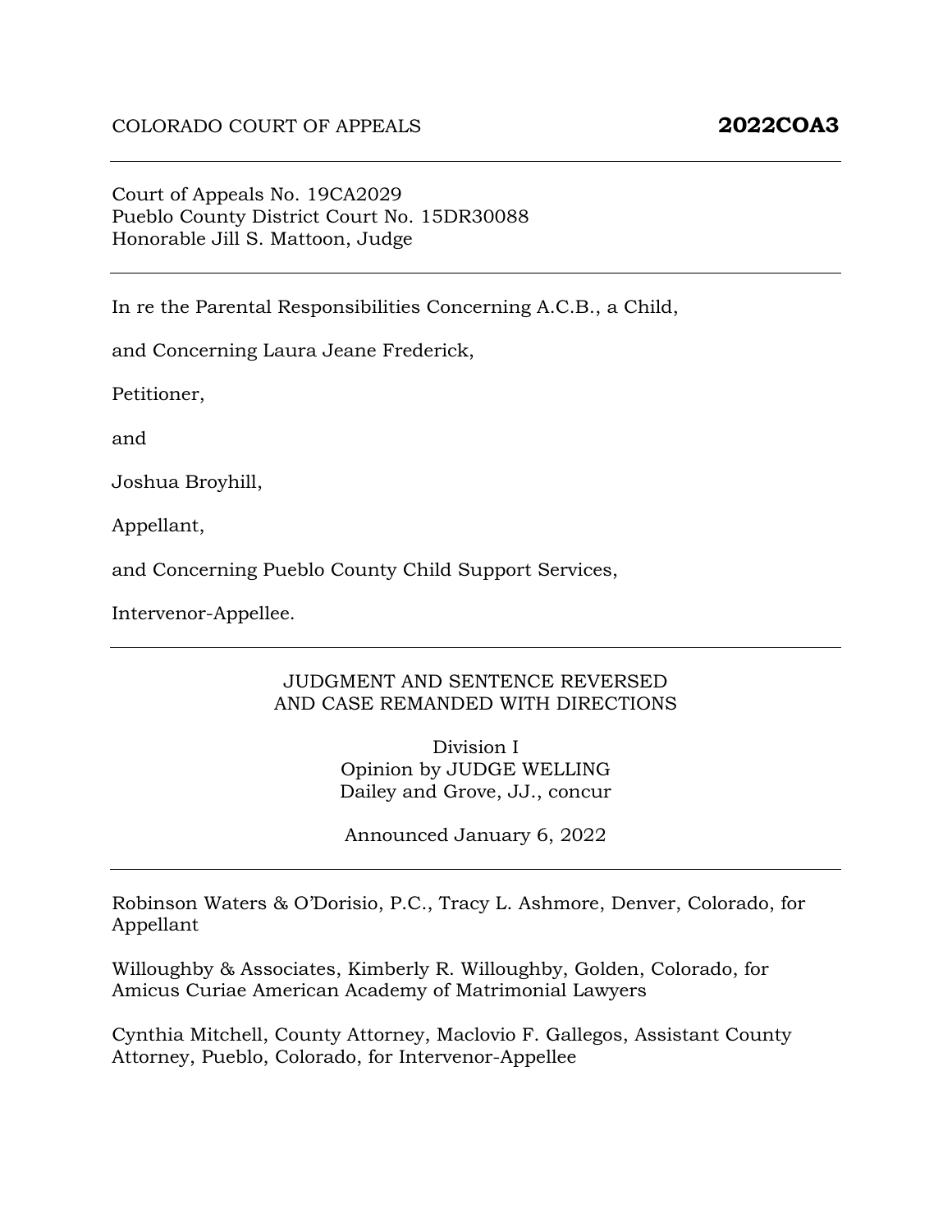COLORADO COURT OF APPEALS **2022COA3**

---

Court of Appeals No. 19CA2029
Pueblo County District Court No. 15DR30088
Honorable Jill S. Mattoon, Judge

---

In re the Parental Responsibilities Concerning A.C.B., a Child,

and Concerning Laura Jeane Frederick,

Petitioner,

and

Joshua Broyhill,

Appellant,

and Concerning Pueblo County Child Support Services,

Intervenor-Appellee.

---

JUDGMENT AND SENTENCE REVERSED
AND CASE REMANDED WITH DIRECTIONS

Division I
Opinion by JUDGE WELLING
Dailey and Grove, JJ., concur

Announced January 6, 2022

---

Robinson Waters & O'Dorisio, P.C., Tracy L. Ashmore, Denver, Colorado, for Appellant

Willoughby & Associates, Kimberly R. Willoughby, Golden, Colorado, for Amicus Curiae American Academy of Matrimonial Lawyers

Cynthia Mitchell, County Attorney, Maclovio F. Gallegos, Assistant County Attorney, Pueblo, Colorado, for Intervenor-Appellee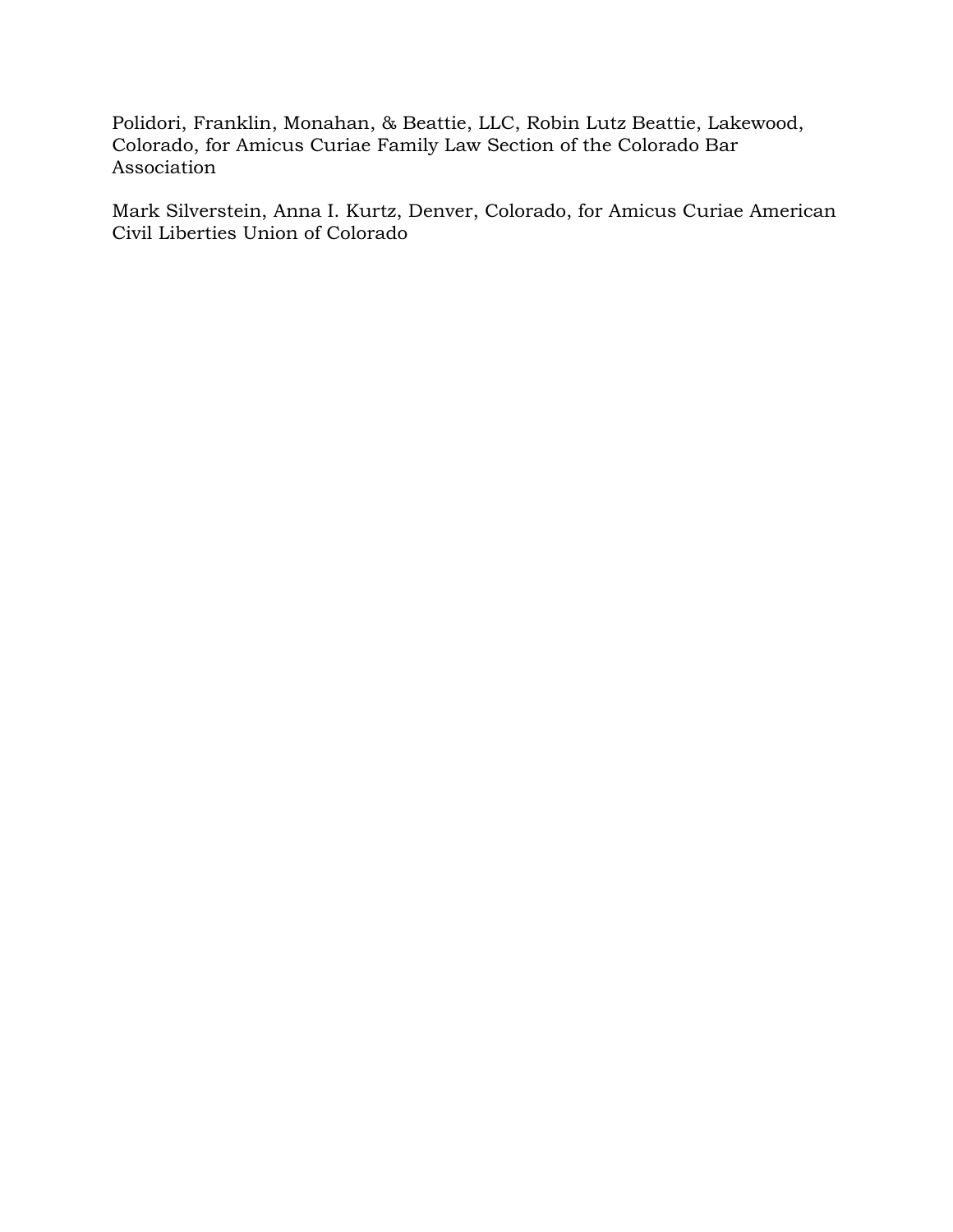Polidori, Franklin, Monahan, & Beattie, LLC, Robin Lutz Beattie, Lakewood, Colorado, for Amicus Curiae Family Law Section of the Colorado Bar Association

Mark Silverstein, Anna I. Kurtz, Denver, Colorado, for Amicus Curiae American Civil Liberties Union of Colorado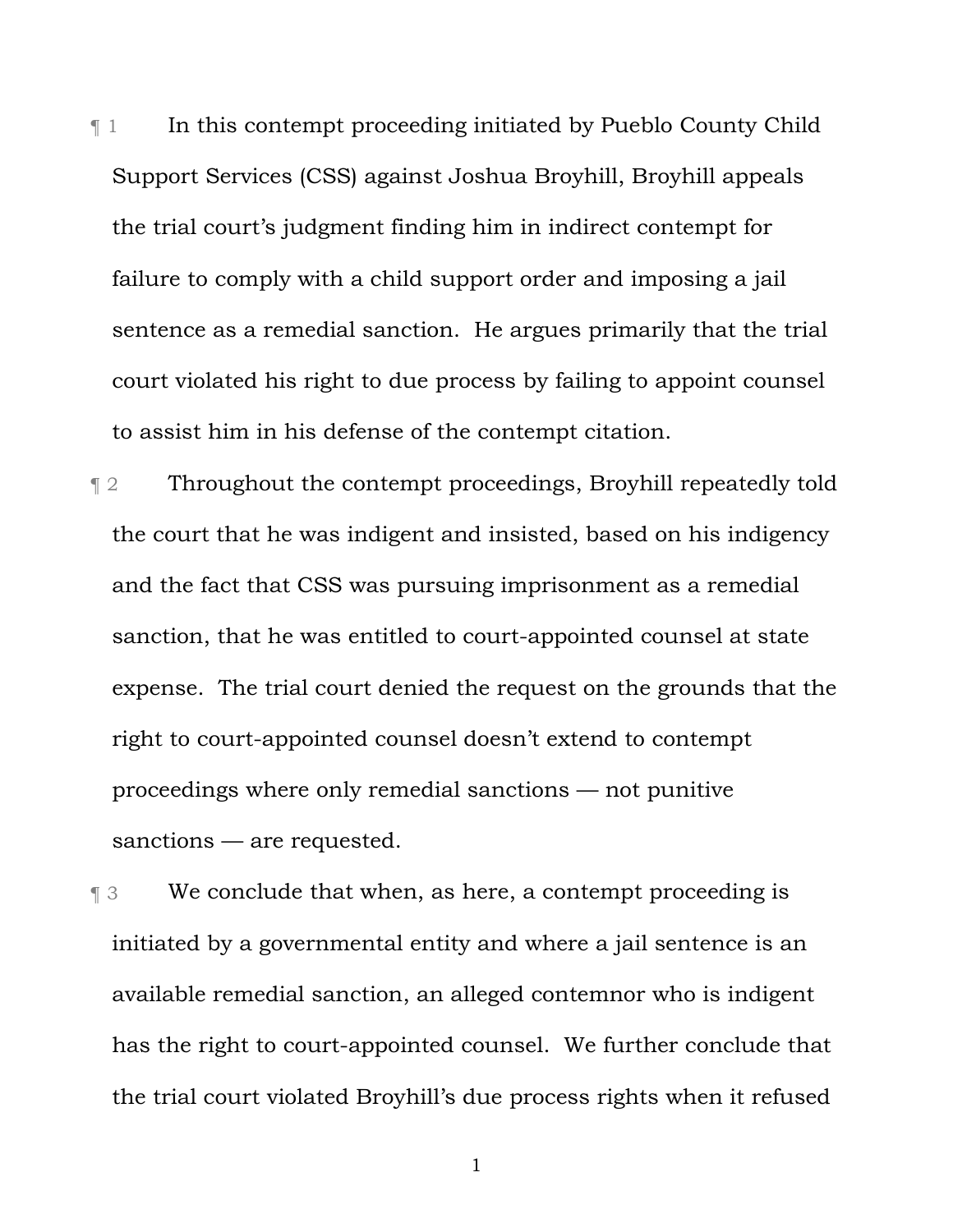¶ 1 In this contempt proceeding initiated by Pueblo County Child Support Services (CSS) against Joshua Broyhill, Broyhill appeals the trial court's judgment finding him in indirect contempt for failure to comply with a child support order and imposing a jail sentence as a remedial sanction. He argues primarily that the trial court violated his right to due process by failing to appoint counsel to assist him in his defense of the contempt citation.

¶ 2 Throughout the contempt proceedings, Broyhill repeatedly told the court that he was indigent and insisted, based on his indigency and the fact that CSS was pursuing imprisonment as a remedial sanction, that he was entitled to court-appointed counsel at state expense. The trial court denied the request on the grounds that the right to court-appointed counsel doesn't extend to contempt proceedings where only remedial sanctions — not punitive sanctions — are requested.

¶ 3 We conclude that when, as here, a contempt proceeding is initiated by a governmental entity and where a jail sentence is an available remedial sanction, an alleged contemnor who is indigent has the right to court-appointed counsel. We further conclude that the trial court violated Broyhill's due process rights when it refused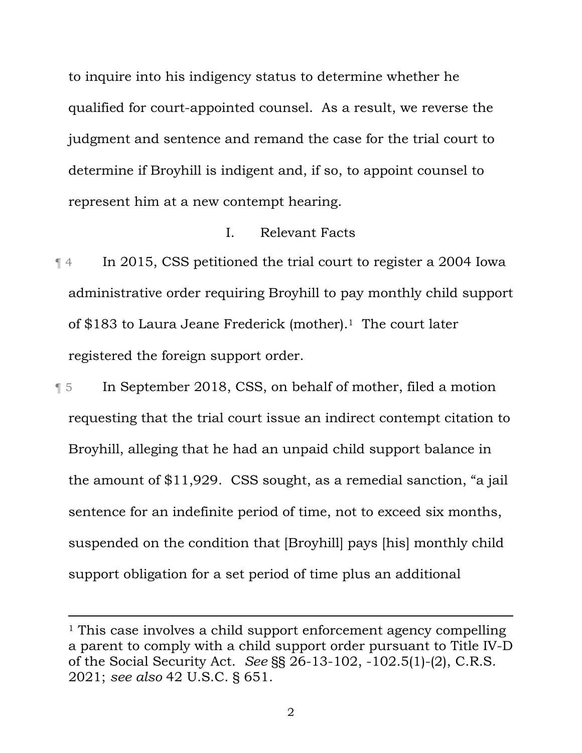to inquire into his indigency status to determine whether he qualified for court-appointed counsel. As a result, we reverse the judgment and sentence and remand the case for the trial court to determine if Broyhill is indigent and, if so, to appoint counsel to represent him at a new contempt hearing.

## I. Relevant Facts

¶ 4 In 2015, CSS petitioned the trial court to register a 2004 Iowa administrative order requiring Broyhill to pay monthly child support of $183 to Laura Jeane Frederick (mother).[1] The court later registered the foreign support order.

¶ 5 In September 2018, CSS, on behalf of mother, filed a motion requesting that the trial court issue an indirect contempt citation to Broyhill, alleging that he had an unpaid child support balance in the amount of $11,929. CSS sought, as a remedial sanction, "a jail sentence for an indefinite period of time, not to exceed six months, suspended on the condition that [Broyhill] pays [his] monthly child support obligation for a set period of time plus an additional

---

[1] This case involves a child support enforcement agency compelling a parent to comply with a child support order pursuant to Title IV-D of the Social Security Act. *See* §§ 26-13-102, -102.5(1)-(2), C.R.S. 2021; *see also* 42 U.S.C. § 651.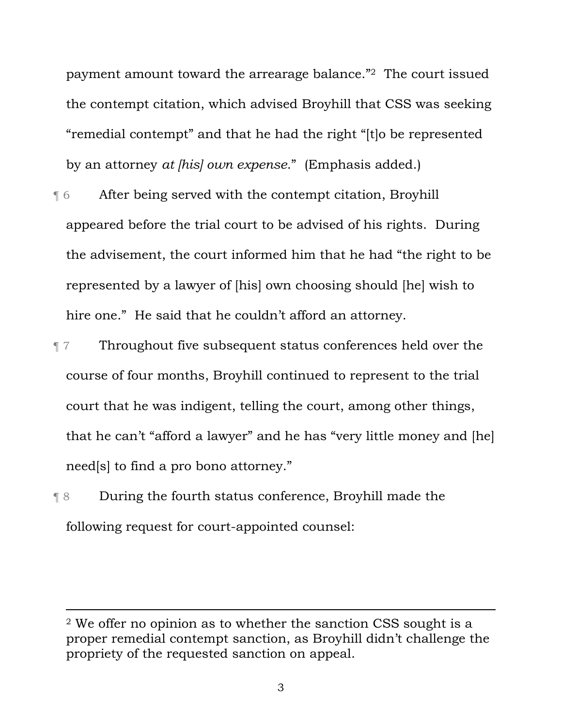payment amount toward the arrearage balance."[2] The court issued the contempt citation, which advised Broyhill that CSS was seeking "remedial contempt" and that he had the right "[t]o be represented by an attorney *at [his] own expense*." (Emphasis added.)

¶ 6 After being served with the contempt citation, Broyhill appeared before the trial court to be advised of his rights. During the advisement, the court informed him that he had "the right to be represented by a lawyer of [his] own choosing should [he] wish to hire one." He said that he couldn't afford an attorney.

¶ 7 Throughout five subsequent status conferences held over the course of four months, Broyhill continued to represent to the trial court that he was indigent, telling the court, among other things, that he can't "afford a lawyer" and he has "very little money and [he] need[s] to find a pro bono attorney."

¶ 8 During the fourth status conference, Broyhill made the following request for court-appointed counsel:

---

[2] We offer no opinion as to whether the sanction CSS sought is a proper remedial contempt sanction, as Broyhill didn't challenge the propriety of the requested sanction on appeal.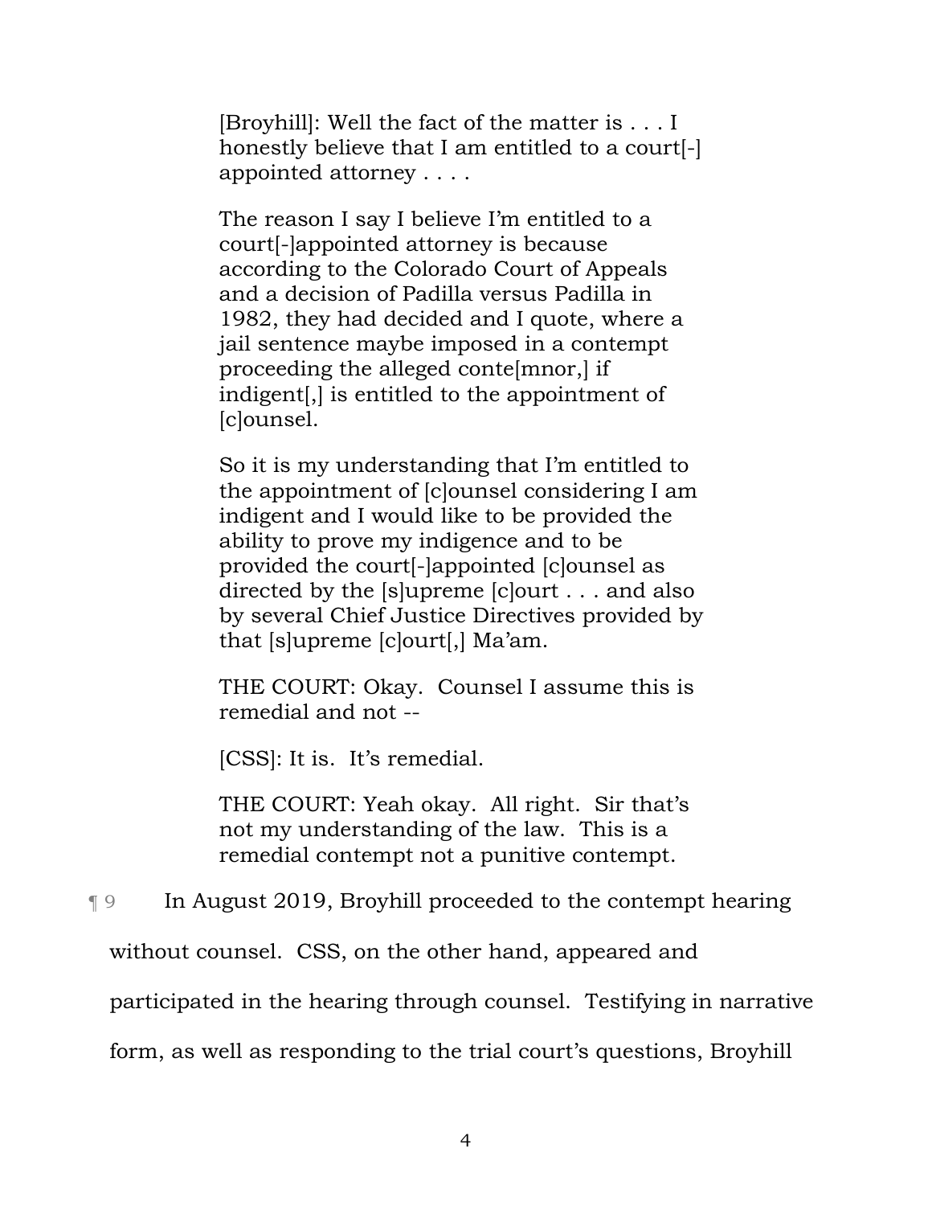> [Broyhill]: Well the fact of the matter is . . . I honestly believe that I am entitled to a court[-]appointed attorney . . . .
>
> The reason I say I believe I'm entitled to a court[-]appointed attorney is because according to the Colorado Court of Appeals and a decision of Padilla versus Padilla in 1982, they had decided and I quote, where a jail sentence maybe imposed in a contempt proceeding the alleged conte[mnor,] if indigent[,] is entitled to the appointment of [c]ounsel.
>
> So it is my understanding that I'm entitled to the appointment of [c]ounsel considering I am indigent and I would like to be provided the ability to prove my indigence and to be provided the court[-]appointed [c]ounsel as directed by the [s]upreme [c]ourt . . . and also by several Chief Justice Directives provided by that [s]upreme [c]ourt[,] Ma'am.
>
> THE COURT: Okay. Counsel I assume this is remedial and not --
>
> [CSS]: It is. It's remedial.
>
> THE COURT: Yeah okay. All right. Sir that's not my understanding of the law. This is a remedial contempt not a punitive contempt.

¶ 9 In August 2019, Broyhill proceeded to the contempt hearing without counsel. CSS, on the other hand, appeared and participated in the hearing through counsel. Testifying in narrative form, as well as responding to the trial court's questions, Broyhill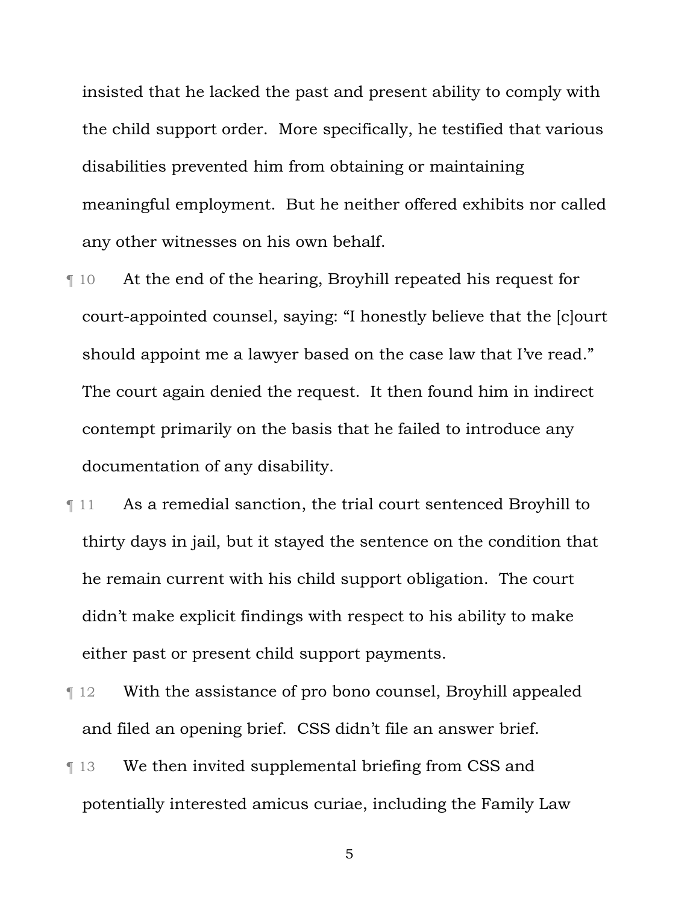insisted that he lacked the past and present ability to comply with the child support order. More specifically, he testified that various disabilities prevented him from obtaining or maintaining meaningful employment. But he neither offered exhibits nor called any other witnesses on his own behalf.

¶ 10 At the end of the hearing, Broyhill repeated his request for court-appointed counsel, saying: "I honestly believe that the [c]ourt should appoint me a lawyer based on the case law that I've read." The court again denied the request. It then found him in indirect contempt primarily on the basis that he failed to introduce any documentation of any disability.

¶ 11 As a remedial sanction, the trial court sentenced Broyhill to thirty days in jail, but it stayed the sentence on the condition that he remain current with his child support obligation. The court didn't make explicit findings with respect to his ability to make either past or present child support payments.

¶ 12 With the assistance of pro bono counsel, Broyhill appealed and filed an opening brief. CSS didn't file an answer brief.

¶ 13 We then invited supplemental briefing from CSS and potentially interested amicus curiae, including the Family Law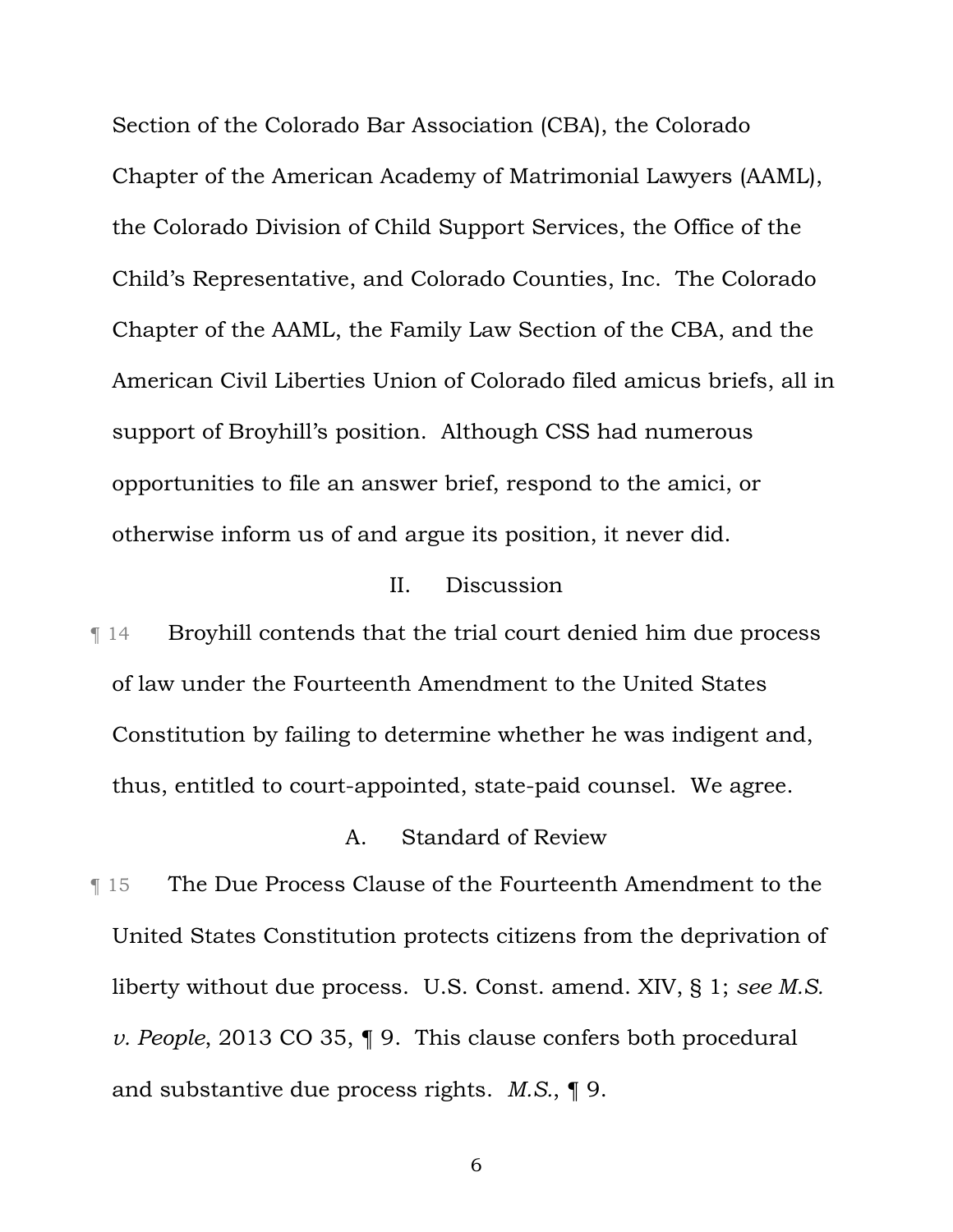Section of the Colorado Bar Association (CBA), the Colorado Chapter of the American Academy of Matrimonial Lawyers (AAML), the Colorado Division of Child Support Services, the Office of the Child's Representative, and Colorado Counties, Inc. The Colorado Chapter of the AAML, the Family Law Section of the CBA, and the American Civil Liberties Union of Colorado filed amicus briefs, all in support of Broyhill's position. Although CSS had numerous opportunities to file an answer brief, respond to the amici, or otherwise inform us of and argue its position, it never did.

## II. Discussion

¶ 14 Broyhill contends that the trial court denied him due process of law under the Fourteenth Amendment to the United States Constitution by failing to determine whether he was indigent and, thus, entitled to court-appointed, state-paid counsel. We agree.

### A. Standard of Review

¶ 15 The Due Process Clause of the Fourteenth Amendment to the United States Constitution protects citizens from the deprivation of liberty without due process. U.S. Const. amend. XIV, § 1; *see M.S. v. People*, 2013 CO 35, ¶ 9. This clause confers both procedural and substantive due process rights. *M.S.*, ¶ 9.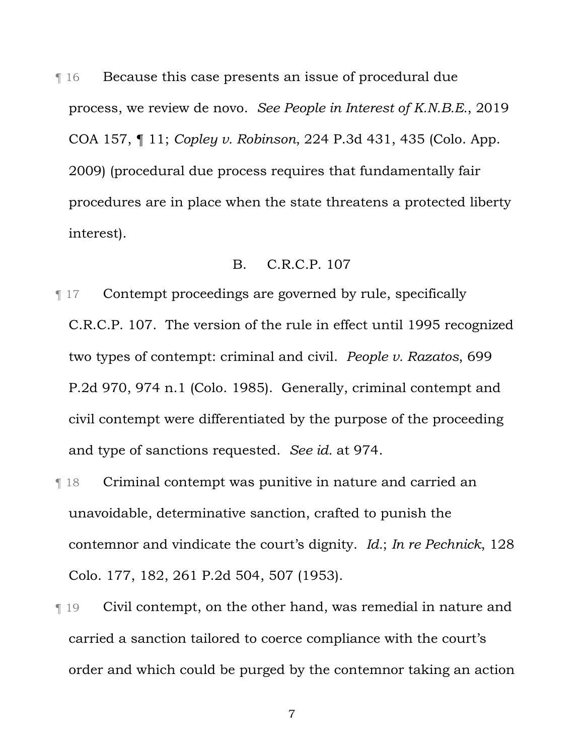¶ 16 Because this case presents an issue of procedural due process, we review de novo. *See People in Interest of K.N.B.E.*, 2019 COA 157, ¶ 11; *Copley v. Robinson*, 224 P.3d 431, 435 (Colo. App. 2009) (procedural due process requires that fundamentally fair procedures are in place when the state threatens a protected liberty interest).

### B. C.R.C.P. 107

¶ 17 Contempt proceedings are governed by rule, specifically C.R.C.P. 107. The version of the rule in effect until 1995 recognized two types of contempt: criminal and civil. *People v. Razatos*, 699 P.2d 970, 974 n.1 (Colo. 1985). Generally, criminal contempt and civil contempt were differentiated by the purpose of the proceeding and type of sanctions requested. *See id.* at 974.

¶ 18 Criminal contempt was punitive in nature and carried an unavoidable, determinative sanction, crafted to punish the contemnor and vindicate the court's dignity. *Id.*; *In re Pechnick*, 128 Colo. 177, 182, 261 P.2d 504, 507 (1953).

¶ 19 Civil contempt, on the other hand, was remedial in nature and carried a sanction tailored to coerce compliance with the court's order and which could be purged by the contemnor taking an action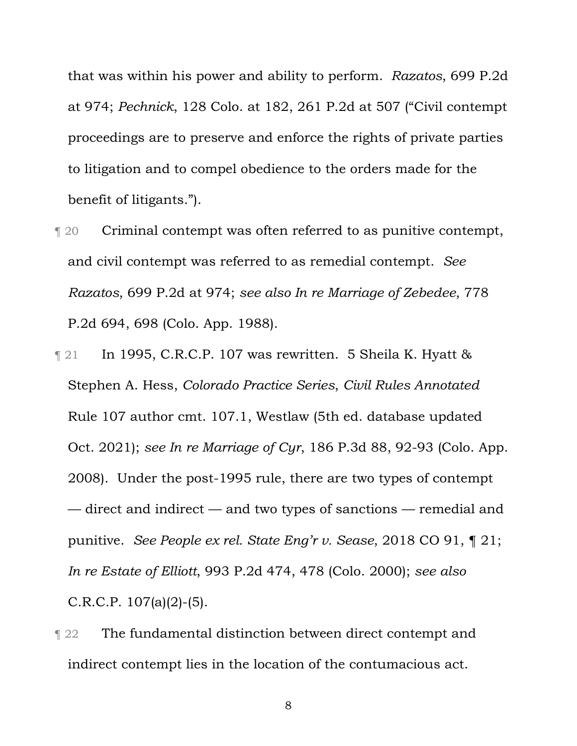that was within his power and ability to perform. *Razatos*, 699 P.2d at 974; *Pechnick*, 128 Colo. at 182, 261 P.2d at 507 ("Civil contempt proceedings are to preserve and enforce the rights of private parties to litigation and to compel obedience to the orders made for the benefit of litigants.").

¶ 20 Criminal contempt was often referred to as punitive contempt, and civil contempt was referred to as remedial contempt. *See Razatos*, 699 P.2d at 974; *see also In re Marriage of Zebedee*, 778 P.2d 694, 698 (Colo. App. 1988).

¶ 21 In 1995, C.R.C.P. 107 was rewritten. 5 Sheila K. Hyatt & Stephen A. Hess, *Colorado Practice Series*, *Civil Rules Annotated* Rule 107 author cmt. 107.1, Westlaw (5th ed. database updated Oct. 2021); *see In re Marriage of Cyr*, 186 P.3d 88, 92-93 (Colo. App. 2008). Under the post-1995 rule, there are two types of contempt — direct and indirect — and two types of sanctions — remedial and punitive. *See People ex rel. State Eng'r v. Sease*, 2018 CO 91, ¶ 21; *In re Estate of Elliott*, 993 P.2d 474, 478 (Colo. 2000); *see also* C.R.C.P. 107(a)(2)-(5).

¶ 22 The fundamental distinction between direct contempt and indirect contempt lies in the location of the contumacious act.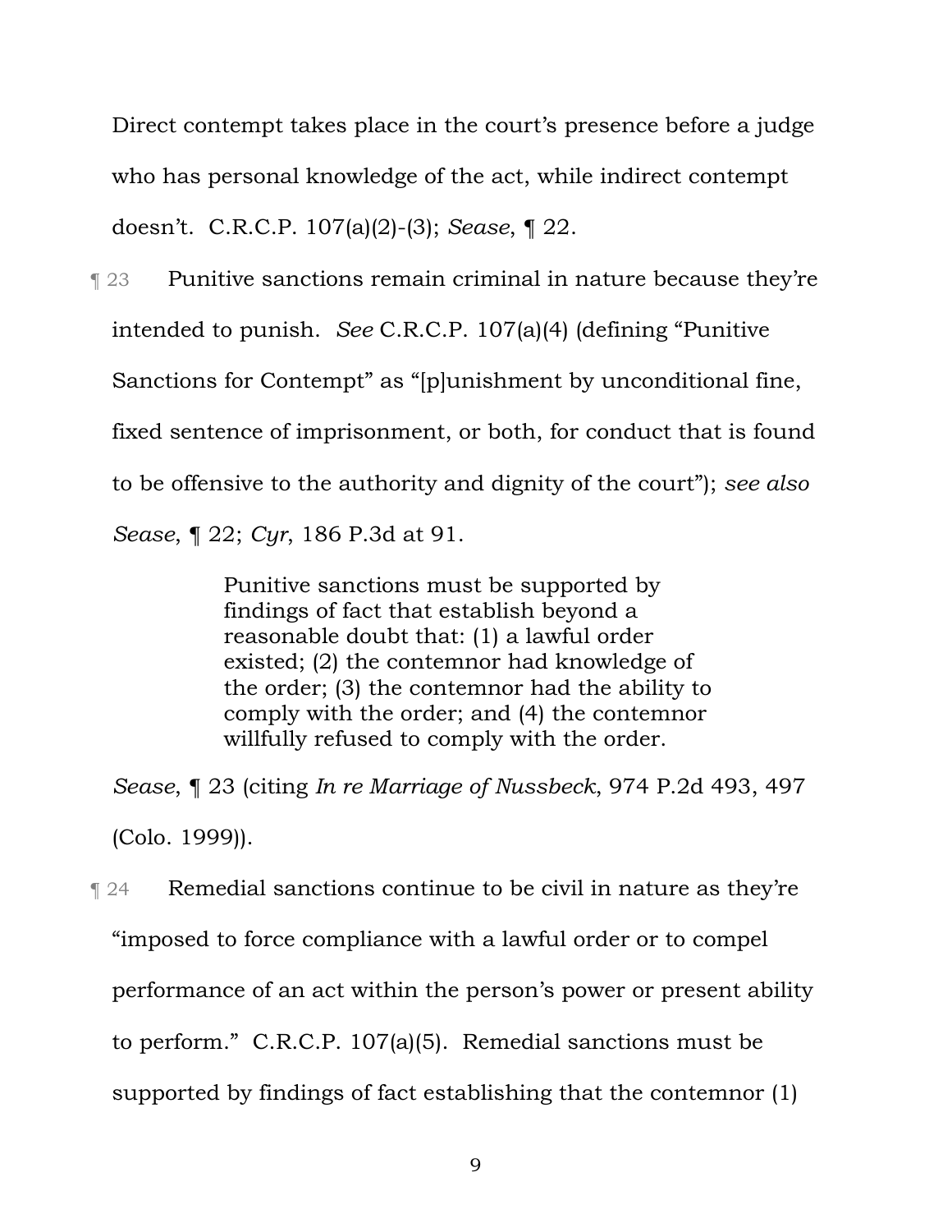Direct contempt takes place in the court's presence before a judge who has personal knowledge of the act, while indirect contempt doesn't. C.R.C.P. 107(a)(2)-(3); *Sease*, ¶ 22.

¶ 23 Punitive sanctions remain criminal in nature because they're intended to punish. *See* C.R.C.P. 107(a)(4) (defining "Punitive Sanctions for Contempt" as "[p]unishment by unconditional fine, fixed sentence of imprisonment, or both, for conduct that is found to be offensive to the authority and dignity of the court"); *see also Sease*, ¶ 22; *Cyr*, 186 P.3d at 91.

> Punitive sanctions must be supported by findings of fact that establish beyond a reasonable doubt that: (1) a lawful order existed; (2) the contemnor had knowledge of the order; (3) the contemnor had the ability to comply with the order; and (4) the contemnor willfully refused to comply with the order.

*Sease*, ¶ 23 (citing *In re Marriage of Nussbeck*, 974 P.2d 493, 497 (Colo. 1999)).

¶ 24 Remedial sanctions continue to be civil in nature as they're "imposed to force compliance with a lawful order or to compel performance of an act within the person's power or present ability to perform." C.R.C.P. 107(a)(5). Remedial sanctions must be supported by findings of fact establishing that the contemnor (1)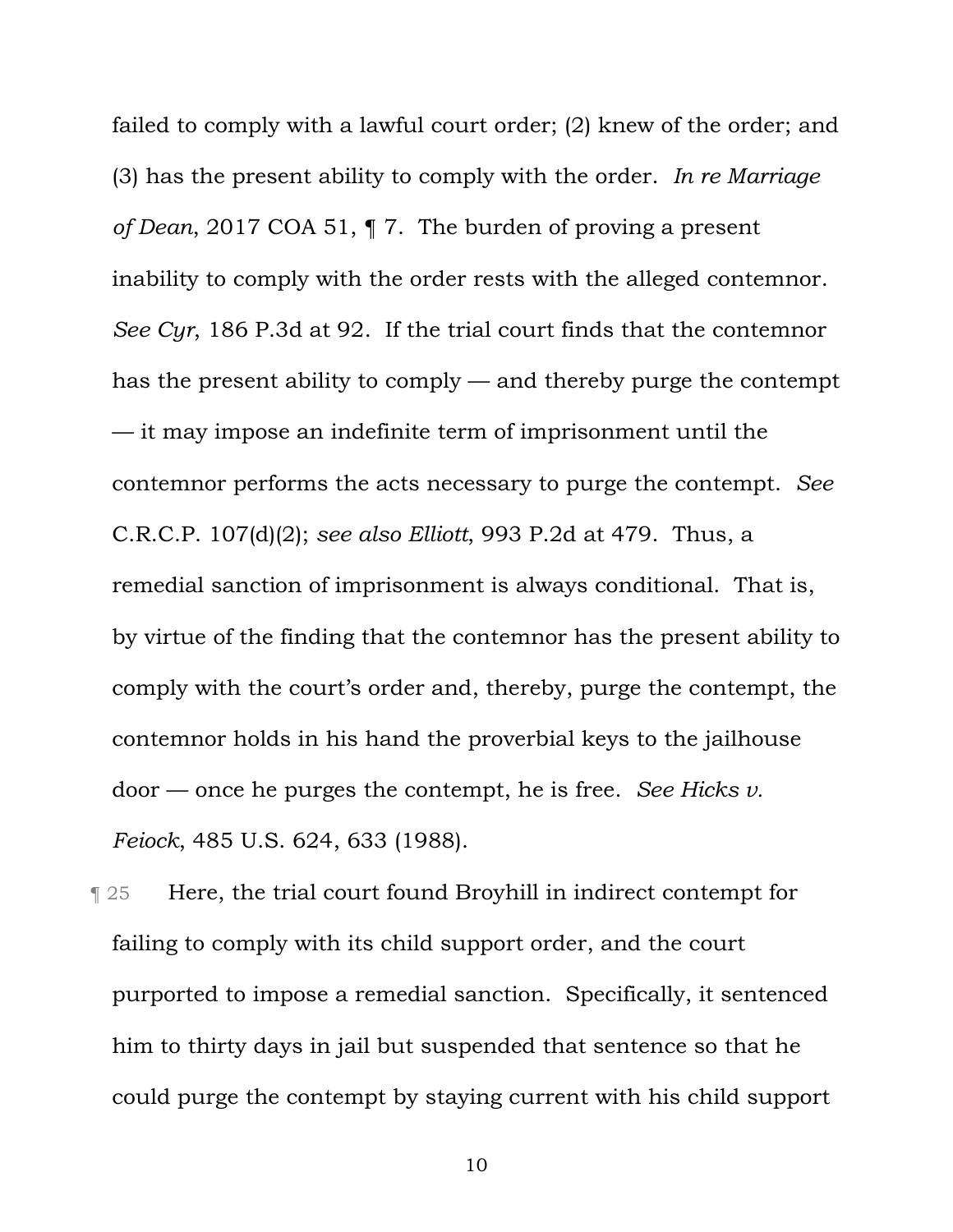failed to comply with a lawful court order; (2) knew of the order; and (3) has the present ability to comply with the order. *In re Marriage of Dean*, 2017 COA 51, ¶ 7. The burden of proving a present inability to comply with the order rests with the alleged contemnor. *See Cyr*, 186 P.3d at 92. If the trial court finds that the contemnor has the present ability to comply — and thereby purge the contempt — it may impose an indefinite term of imprisonment until the contemnor performs the acts necessary to purge the contempt. *See* C.R.C.P. 107(d)(2); *see also Elliott*, 993 P.2d at 479. Thus, a remedial sanction of imprisonment is always conditional. That is, by virtue of the finding that the contemnor has the present ability to comply with the court's order and, thereby, purge the contempt, the contemnor holds in his hand the proverbial keys to the jailhouse door — once he purges the contempt, he is free. *See Hicks v. Feiock*, 485 U.S. 624, 633 (1988).

¶ 25 Here, the trial court found Broyhill in indirect contempt for failing to comply with its child support order, and the court purported to impose a remedial sanction. Specifically, it sentenced him to thirty days in jail but suspended that sentence so that he could purge the contempt by staying current with his child support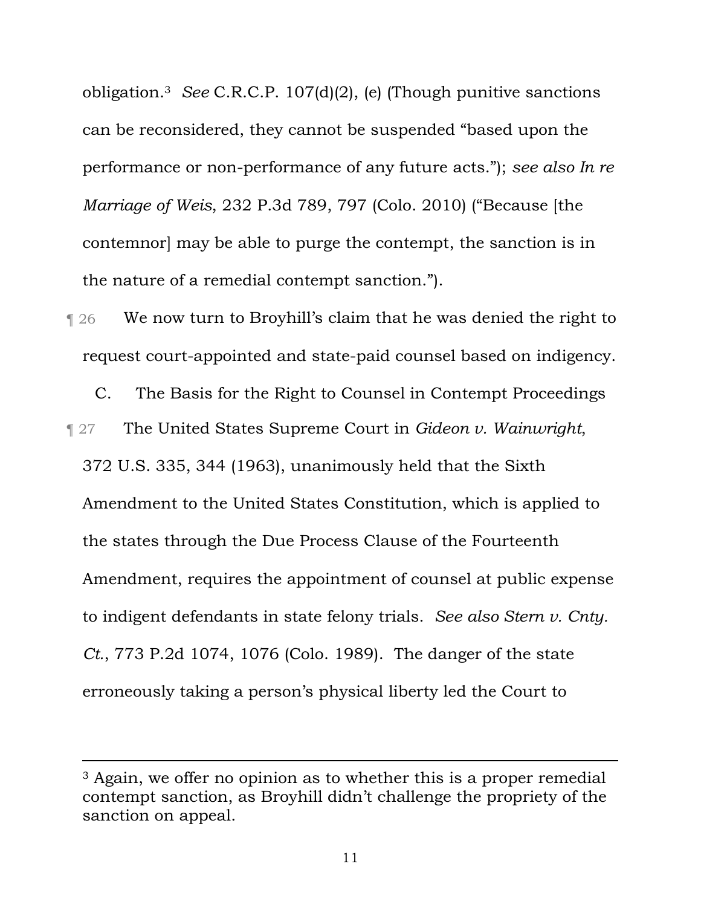obligation.[3] *See* C.R.C.P. 107(d)(2), (e) (Though punitive sanctions can be reconsidered, they cannot be suspended "based upon the performance or non-performance of any future acts."); *see also In re Marriage of Weis*, 232 P.3d 789, 797 (Colo. 2010) ("Because [the contemnor] may be able to purge the contempt, the sanction is in the nature of a remedial contempt sanction.").

¶ 26 We now turn to Broyhill's claim that he was denied the right to request court-appointed and state-paid counsel based on indigency.

### C. The Basis for the Right to Counsel in Contempt Proceedings

¶ 27 The United States Supreme Court in *Gideon v. Wainwright*, 372 U.S. 335, 344 (1963), unanimously held that the Sixth Amendment to the United States Constitution, which is applied to the states through the Due Process Clause of the Fourteenth Amendment, requires the appointment of counsel at public expense to indigent defendants in state felony trials. *See also Stern v. Cnty. Ct.*, 773 P.2d 1074, 1076 (Colo. 1989). The danger of the state erroneously taking a person's physical liberty led the Court to

---

[3] Again, we offer no opinion as to whether this is a proper remedial contempt sanction, as Broyhill didn't challenge the propriety of the sanction on appeal.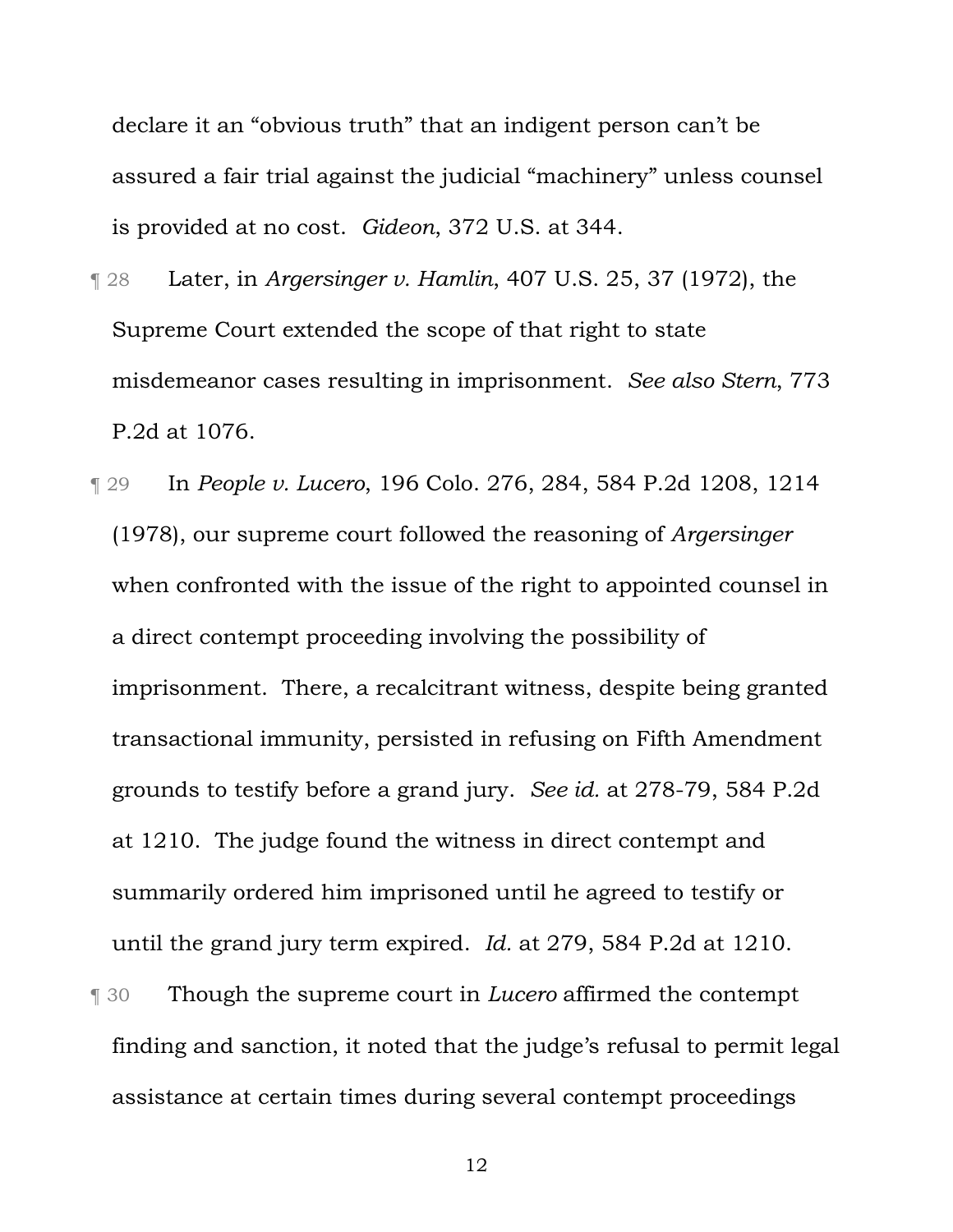declare it an "obvious truth" that an indigent person can't be assured a fair trial against the judicial "machinery" unless counsel is provided at no cost. *Gideon*, 372 U.S. at 344.

¶ 28 Later, in *Argersinger v. Hamlin*, 407 U.S. 25, 37 (1972), the Supreme Court extended the scope of that right to state misdemeanor cases resulting in imprisonment. *See also Stern*, 773 P.2d at 1076.

¶ 29 In *People v. Lucero*, 196 Colo. 276, 284, 584 P.2d 1208, 1214 (1978), our supreme court followed the reasoning of *Argersinger* when confronted with the issue of the right to appointed counsel in a direct contempt proceeding involving the possibility of imprisonment. There, a recalcitrant witness, despite being granted transactional immunity, persisted in refusing on Fifth Amendment grounds to testify before a grand jury. *See id.* at 278-79, 584 P.2d at 1210. The judge found the witness in direct contempt and summarily ordered him imprisoned until he agreed to testify or until the grand jury term expired. *Id.* at 279, 584 P.2d at 1210.

¶ 30 Though the supreme court in *Lucero* affirmed the contempt finding and sanction, it noted that the judge's refusal to permit legal assistance at certain times during several contempt proceedings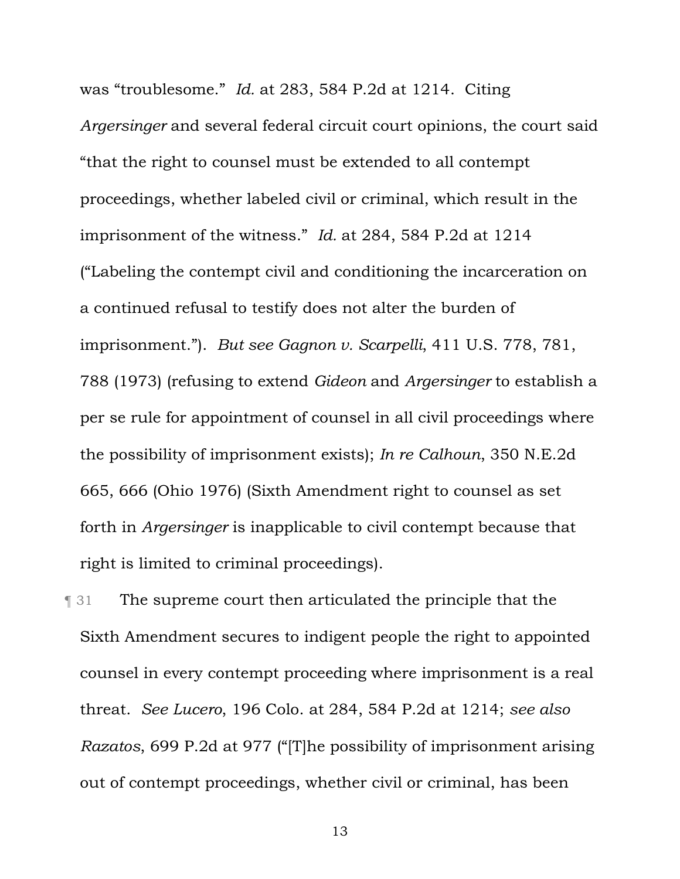was "troublesome." *Id.* at 283, 584 P.2d at 1214. Citing *Argersinger* and several federal circuit court opinions, the court said "that the right to counsel must be extended to all contempt proceedings, whether labeled civil or criminal, which result in the imprisonment of the witness." *Id.* at 284, 584 P.2d at 1214 ("Labeling the contempt civil and conditioning the incarceration on a continued refusal to testify does not alter the burden of imprisonment."). *But see Gagnon v. Scarpelli*, 411 U.S. 778, 781, 788 (1973) (refusing to extend *Gideon* and *Argersinger* to establish a per se rule for appointment of counsel in all civil proceedings where the possibility of imprisonment exists); *In re Calhoun*, 350 N.E.2d 665, 666 (Ohio 1976) (Sixth Amendment right to counsel as set forth in *Argersinger* is inapplicable to civil contempt because that right is limited to criminal proceedings).

¶ 31 The supreme court then articulated the principle that the Sixth Amendment secures to indigent people the right to appointed counsel in every contempt proceeding where imprisonment is a real threat. *See Lucero*, 196 Colo. at 284, 584 P.2d at 1214; *see also Razatos*, 699 P.2d at 977 ("[T]he possibility of imprisonment arising out of contempt proceedings, whether civil or criminal, has been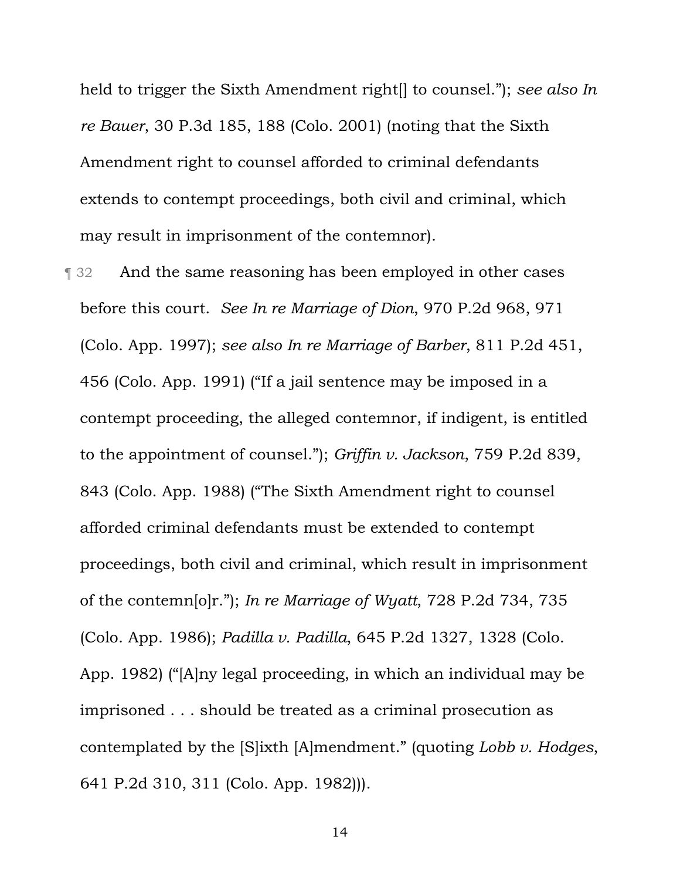held to trigger the Sixth Amendment right[] to counsel."); *see also In re Bauer*, 30 P.3d 185, 188 (Colo. 2001) (noting that the Sixth Amendment right to counsel afforded to criminal defendants extends to contempt proceedings, both civil and criminal, which may result in imprisonment of the contemnor).

¶ 32 And the same reasoning has been employed in other cases before this court. *See In re Marriage of Dion*, 970 P.2d 968, 971 (Colo. App. 1997); *see also In re Marriage of Barber*, 811 P.2d 451, 456 (Colo. App. 1991) ("If a jail sentence may be imposed in a contempt proceeding, the alleged contemnor, if indigent, is entitled to the appointment of counsel."); *Griffin v. Jackson*, 759 P.2d 839, 843 (Colo. App. 1988) ("The Sixth Amendment right to counsel afforded criminal defendants must be extended to contempt proceedings, both civil and criminal, which result in imprisonment of the contemn[o]r."); *In re Marriage of Wyatt*, 728 P.2d 734, 735 (Colo. App. 1986); *Padilla v. Padilla*, 645 P.2d 1327, 1328 (Colo. App. 1982) ("[A]ny legal proceeding, in which an individual may be imprisoned . . . should be treated as a criminal prosecution as contemplated by the [S]ixth [A]mendment." (quoting *Lobb v. Hodges*, 641 P.2d 310, 311 (Colo. App. 1982))).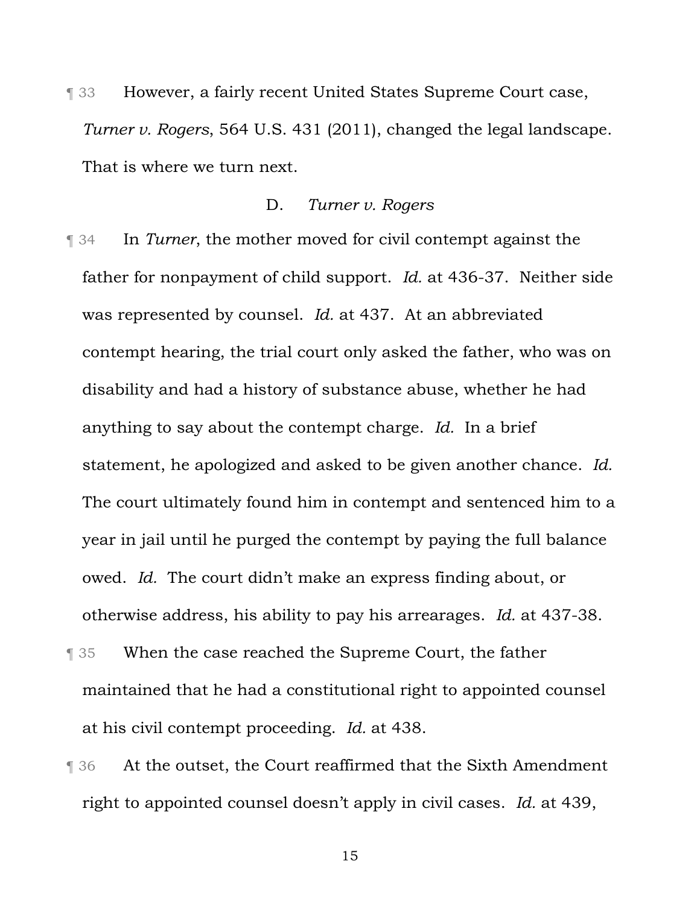¶ 33 However, a fairly recent United States Supreme Court case, *Turner v. Rogers*, 564 U.S. 431 (2011), changed the legal landscape. That is where we turn next.

### D. *Turner v. Rogers*

¶ 34 In *Turner*, the mother moved for civil contempt against the father for nonpayment of child support. *Id.* at 436-37. Neither side was represented by counsel. *Id.* at 437. At an abbreviated contempt hearing, the trial court only asked the father, who was on disability and had a history of substance abuse, whether he had anything to say about the contempt charge. *Id.* In a brief statement, he apologized and asked to be given another chance. *Id.* The court ultimately found him in contempt and sentenced him to a year in jail until he purged the contempt by paying the full balance owed. *Id.* The court didn't make an express finding about, or otherwise address, his ability to pay his arrearages. *Id.* at 437-38.

¶ 35 When the case reached the Supreme Court, the father maintained that he had a constitutional right to appointed counsel at his civil contempt proceeding. *Id.* at 438.

¶ 36 At the outset, the Court reaffirmed that the Sixth Amendment right to appointed counsel doesn't apply in civil cases. *Id.* at 439,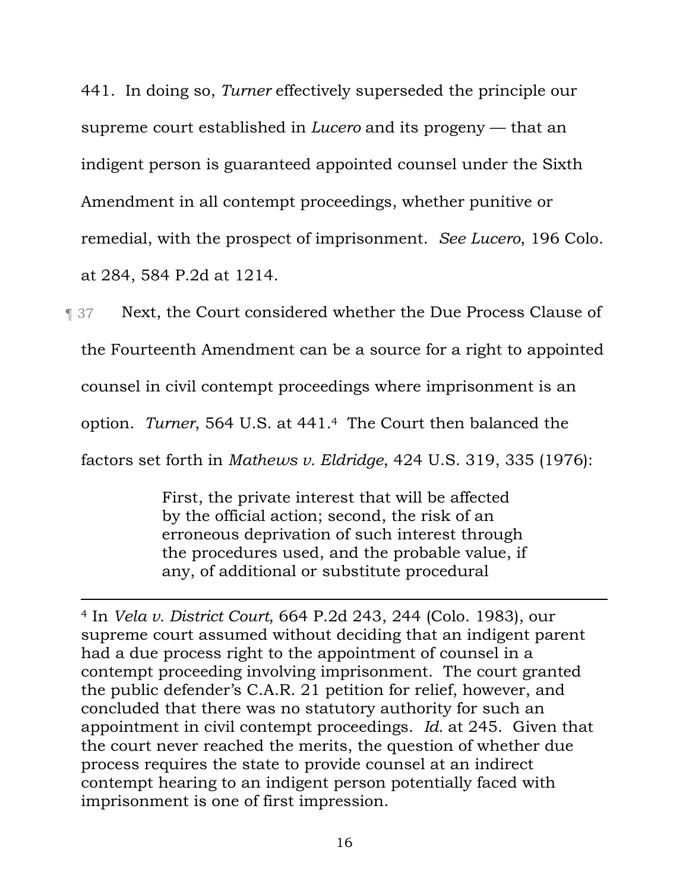441. In doing so, *Turner* effectively superseded the principle our supreme court established in *Lucero* and its progeny — that an indigent person is guaranteed appointed counsel under the Sixth Amendment in all contempt proceedings, whether punitive or remedial, with the prospect of imprisonment. *See Lucero*, 196 Colo. at 284, 584 P.2d at 1214.

¶ 37 Next, the Court considered whether the Due Process Clause of the Fourteenth Amendment can be a source for a right to appointed counsel in civil contempt proceedings where imprisonment is an option. *Turner*, 564 U.S. at 441.[4] The Court then balanced the factors set forth in *Mathews v. Eldridge*, 424 U.S. 319, 335 (1976):

> First, the private interest that will be affected by the official action; second, the risk of an erroneous deprivation of such interest through the procedures used, and the probable value, if any, of additional or substitute procedural

---

[4] In *Vela v. District Court*, 664 P.2d 243, 244 (Colo. 1983), our supreme court assumed without deciding that an indigent parent had a due process right to the appointment of counsel in a contempt proceeding involving imprisonment. The court granted the public defender's C.A.R. 21 petition for relief, however, and concluded that there was no statutory authority for such an appointment in civil contempt proceedings. *Id.* at 245. Given that the court never reached the merits, the question of whether due process requires the state to provide counsel at an indirect contempt hearing to an indigent person potentially faced with imprisonment is one of first impression.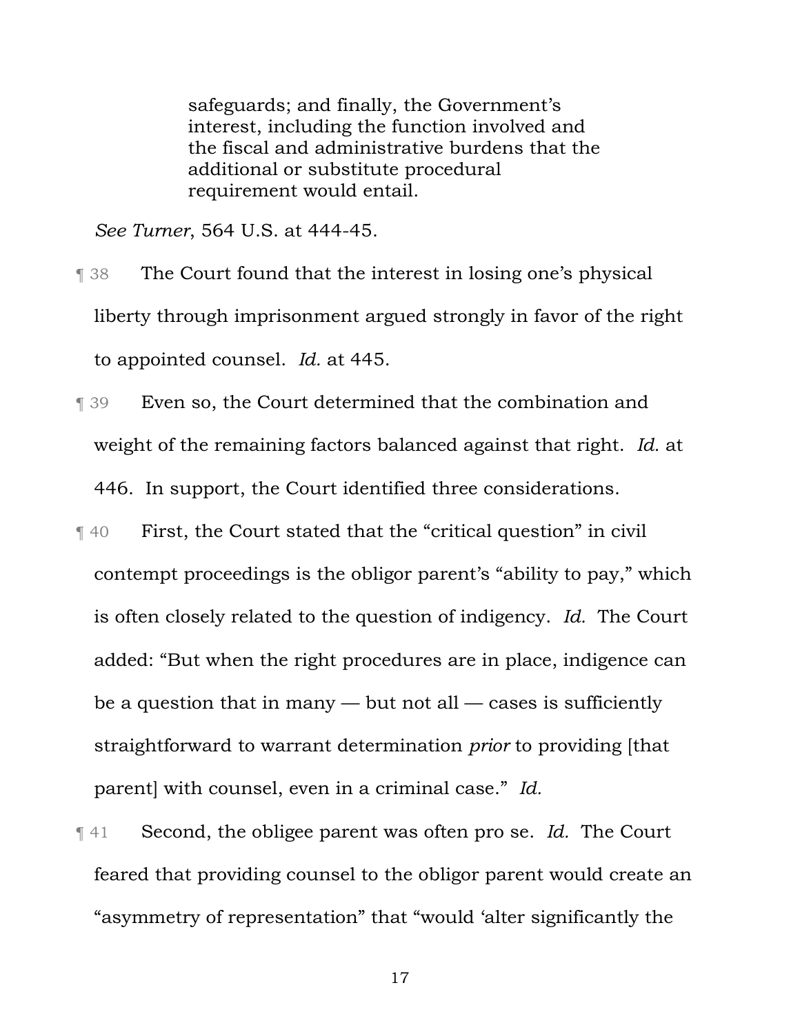> safeguards; and finally, the Government's interest, including the function involved and the fiscal and administrative burdens that the additional or substitute procedural requirement would entail.

*See Turner*, 564 U.S. at 444-45.

¶ 38 The Court found that the interest in losing one's physical liberty through imprisonment argued strongly in favor of the right to appointed counsel. *Id.* at 445.

¶ 39 Even so, the Court determined that the combination and weight of the remaining factors balanced against that right. *Id.* at 446. In support, the Court identified three considerations.

¶ 40 First, the Court stated that the "critical question" in civil contempt proceedings is the obligor parent's "ability to pay," which is often closely related to the question of indigency. *Id.* The Court added: "But when the right procedures are in place, indigence can be a question that in many — but not all — cases is sufficiently straightforward to warrant determination *prior* to providing [that parent] with counsel, even in a criminal case." *Id.*

¶ 41 Second, the obligee parent was often pro se. *Id.* The Court feared that providing counsel to the obligor parent would create an "asymmetry of representation" that "would 'alter significantly the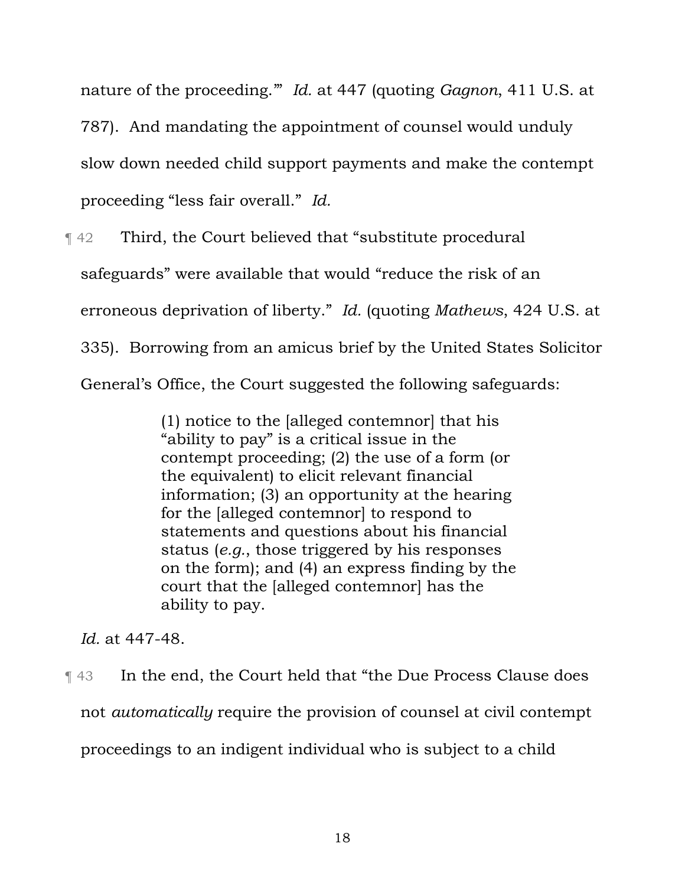nature of the proceeding.'" *Id.* at 447 (quoting *Gagnon*, 411 U.S. at 787). And mandating the appointment of counsel would unduly slow down needed child support payments and make the contempt proceeding "less fair overall." *Id.*

¶ 42 Third, the Court believed that "substitute procedural safeguards" were available that would "reduce the risk of an erroneous deprivation of liberty." *Id.* (quoting *Mathews*, 424 U.S. at 335). Borrowing from an amicus brief by the United States Solicitor General's Office, the Court suggested the following safeguards:

> (1) notice to the [alleged contemnor] that his "ability to pay" is a critical issue in the contempt proceeding; (2) the use of a form (or the equivalent) to elicit relevant financial information; (3) an opportunity at the hearing for the [alleged contemnor] to respond to statements and questions about his financial status (*e.g.*, those triggered by his responses on the form); and (4) an express finding by the court that the [alleged contemnor] has the ability to pay.

*Id.* at 447-48.

¶ 43 In the end, the Court held that "the Due Process Clause does not *automatically* require the provision of counsel at civil contempt proceedings to an indigent individual who is subject to a child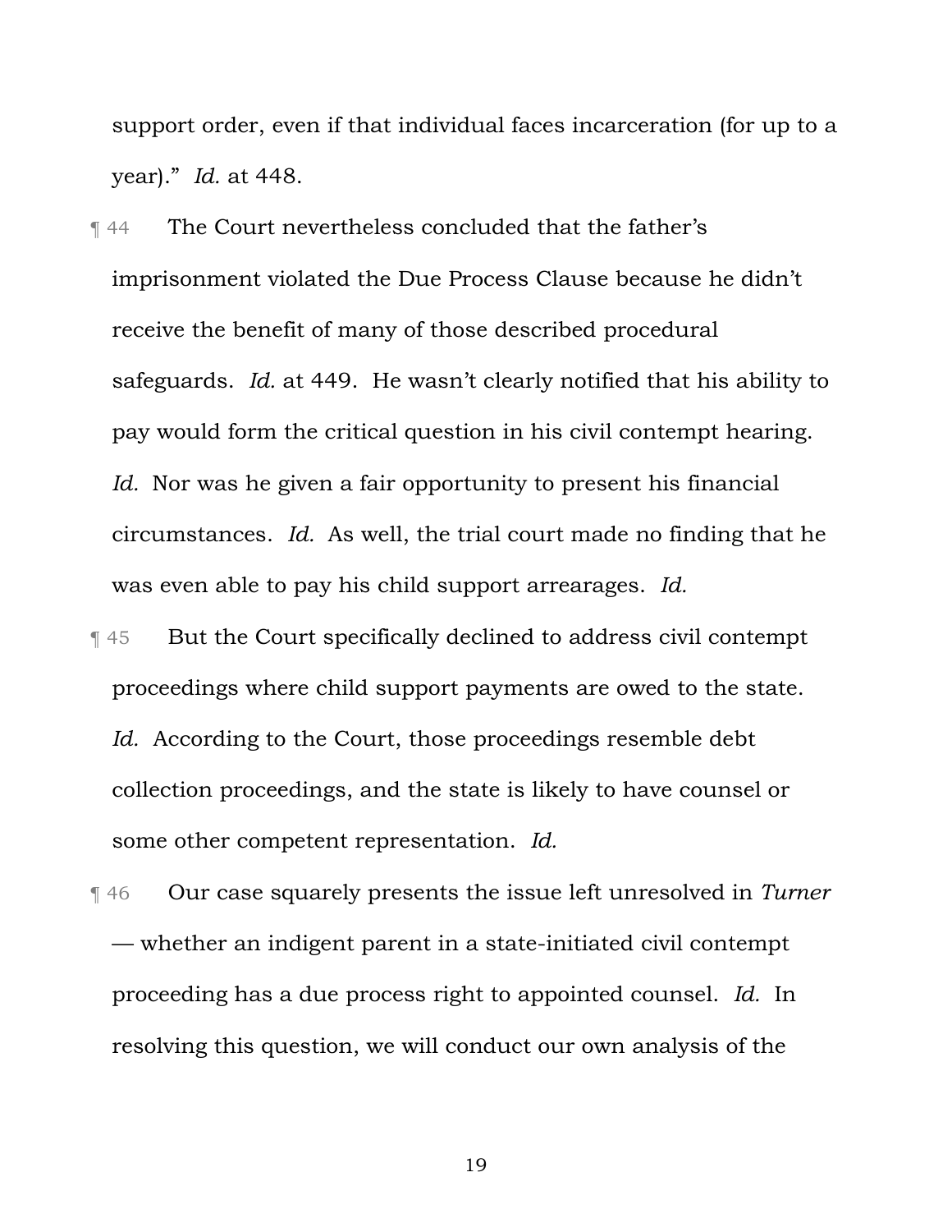support order, even if that individual faces incarceration (for up to a year)." *Id.* at 448.

¶ 44 The Court nevertheless concluded that the father's imprisonment violated the Due Process Clause because he didn't receive the benefit of many of those described procedural safeguards. *Id.* at 449. He wasn't clearly notified that his ability to pay would form the critical question in his civil contempt hearing. *Id.* Nor was he given a fair opportunity to present his financial circumstances. *Id.* As well, the trial court made no finding that he was even able to pay his child support arrearages. *Id.*

¶ 45 But the Court specifically declined to address civil contempt proceedings where child support payments are owed to the state. *Id.* According to the Court, those proceedings resemble debt collection proceedings, and the state is likely to have counsel or some other competent representation. *Id.*

¶ 46 Our case squarely presents the issue left unresolved in *Turner* — whether an indigent parent in a state-initiated civil contempt proceeding has a due process right to appointed counsel. *Id.* In resolving this question, we will conduct our own analysis of the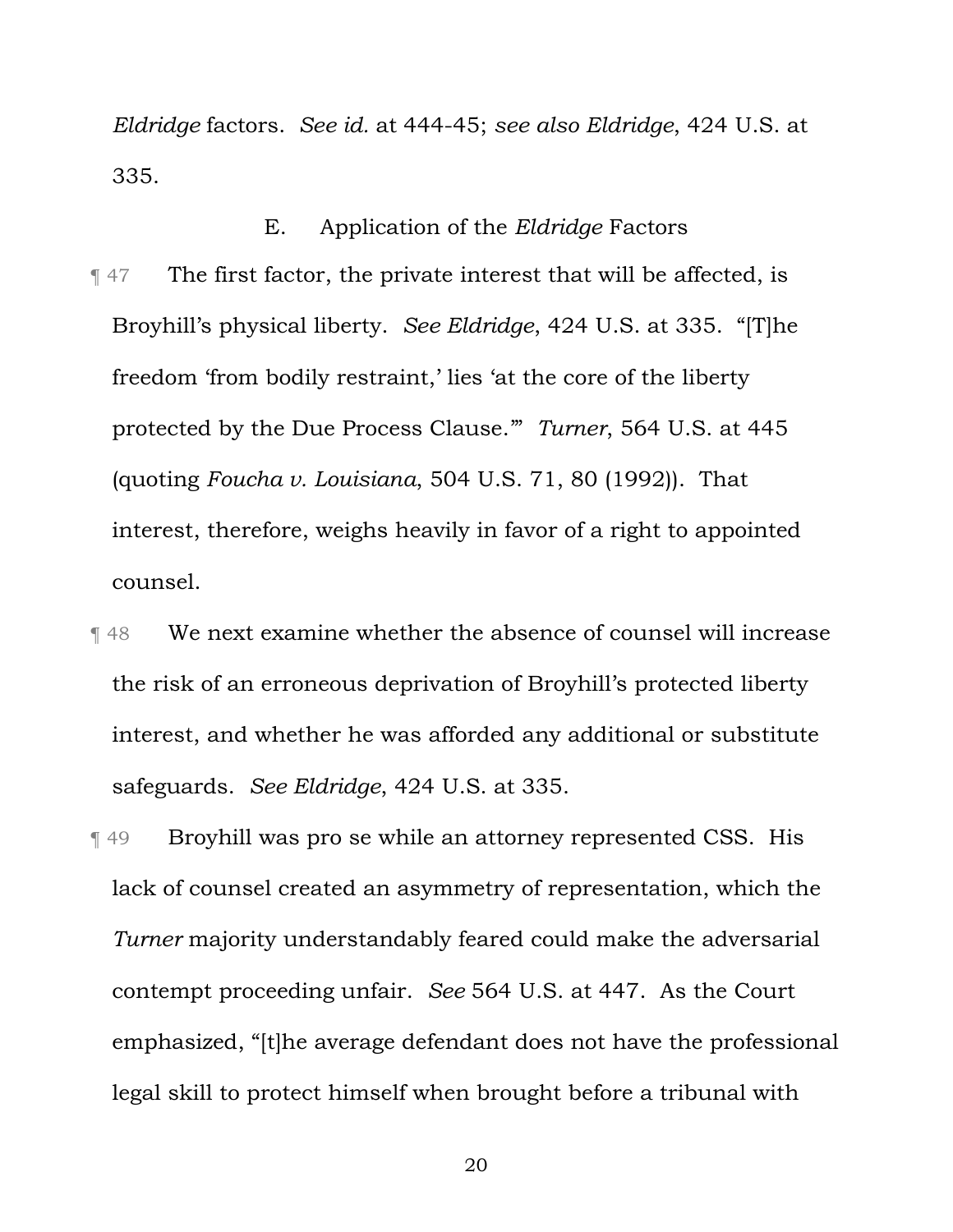*Eldridge* factors. *See id.* at 444-45; *see also Eldridge*, 424 U.S. at 335.

### E. Application of the *Eldridge* Factors

¶ 47 The first factor, the private interest that will be affected, is Broyhill's physical liberty. *See Eldridge*, 424 U.S. at 335. "[T]he freedom 'from bodily restraint,' lies 'at the core of the liberty protected by the Due Process Clause.'" *Turner*, 564 U.S. at 445 (quoting *Foucha v. Louisiana*, 504 U.S. 71, 80 (1992)). That interest, therefore, weighs heavily in favor of a right to appointed counsel.

¶ 48 We next examine whether the absence of counsel will increase the risk of an erroneous deprivation of Broyhill's protected liberty interest, and whether he was afforded any additional or substitute safeguards. *See Eldridge*, 424 U.S. at 335.

¶ 49 Broyhill was pro se while an attorney represented CSS. His lack of counsel created an asymmetry of representation, which the *Turner* majority understandably feared could make the adversarial contempt proceeding unfair. *See* 564 U.S. at 447. As the Court emphasized, "[t]he average defendant does not have the professional legal skill to protect himself when brought before a tribunal with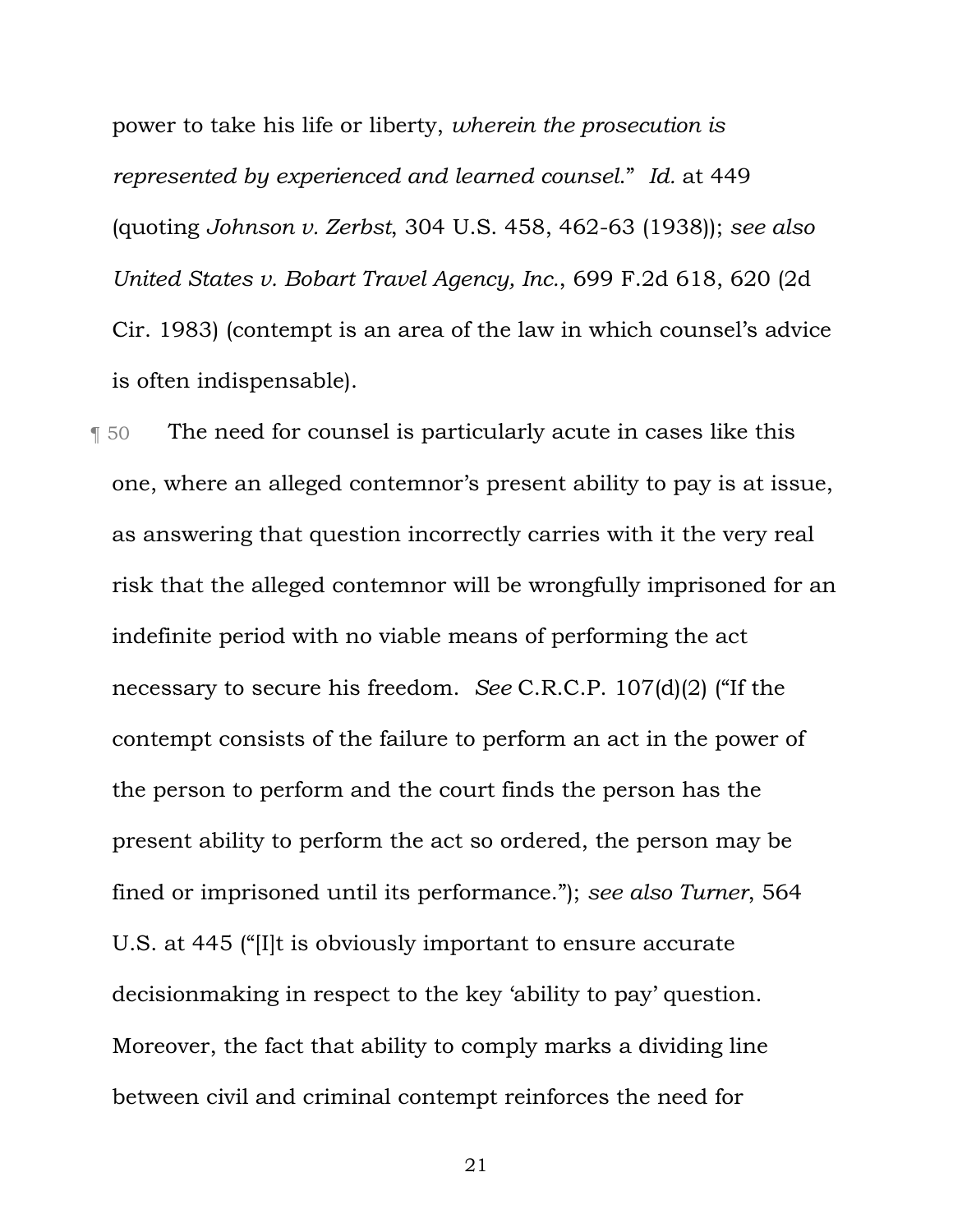power to take his life or liberty, *wherein the prosecution is represented by experienced and learned counsel*." *Id.* at 449 (quoting *Johnson v. Zerbst*, 304 U.S. 458, 462-63 (1938)); *see also United States v. Bobart Travel Agency, Inc.*, 699 F.2d 618, 620 (2d Cir. 1983) (contempt is an area of the law in which counsel's advice is often indispensable).

¶ 50 The need for counsel is particularly acute in cases like this one, where an alleged contemnor's present ability to pay is at issue, as answering that question incorrectly carries with it the very real risk that the alleged contemnor will be wrongfully imprisoned for an indefinite period with no viable means of performing the act necessary to secure his freedom. *See* C.R.C.P. 107(d)(2) ("If the contempt consists of the failure to perform an act in the power of the person to perform and the court finds the person has the present ability to perform the act so ordered, the person may be fined or imprisoned until its performance."); *see also Turner*, 564 U.S. at 445 ("[I]t is obviously important to ensure accurate decisionmaking in respect to the key 'ability to pay' question. Moreover, the fact that ability to comply marks a dividing line between civil and criminal contempt reinforces the need for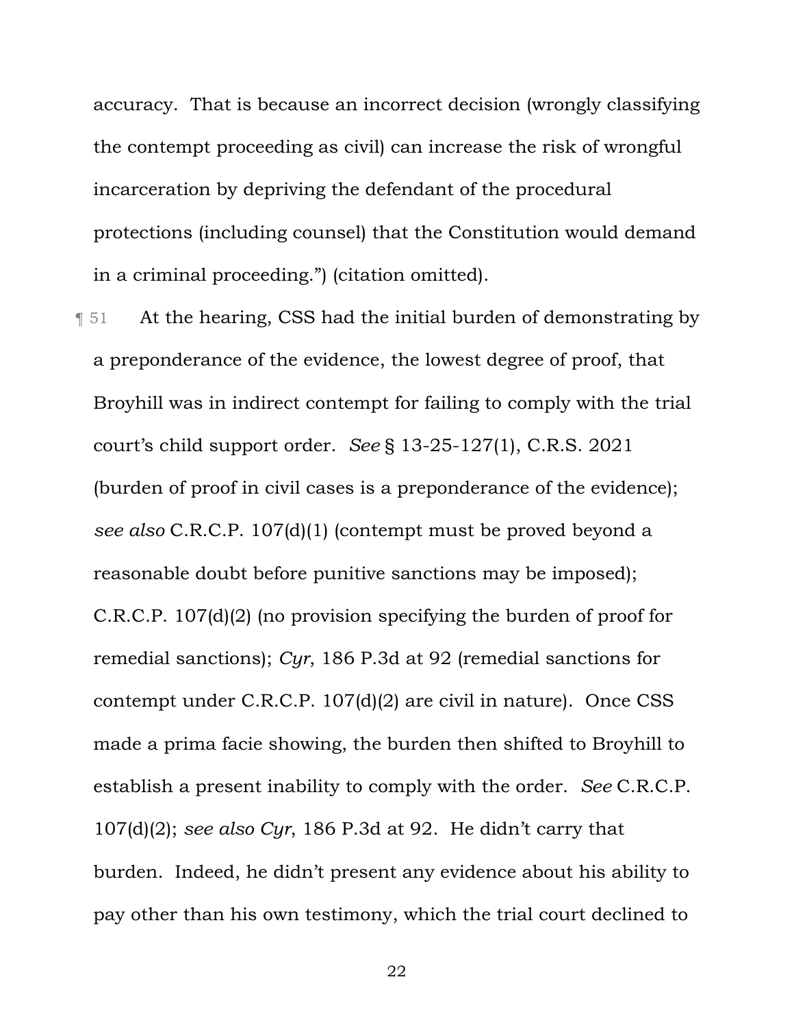accuracy. That is because an incorrect decision (wrongly classifying the contempt proceeding as civil) can increase the risk of wrongful incarceration by depriving the defendant of the procedural protections (including counsel) that the Constitution would demand in a criminal proceeding.") (citation omitted).

¶ 51 At the hearing, CSS had the initial burden of demonstrating by a preponderance of the evidence, the lowest degree of proof, that Broyhill was in indirect contempt for failing to comply with the trial court's child support order. *See* § 13-25-127(1), C.R.S. 2021 (burden of proof in civil cases is a preponderance of the evidence); *see also* C.R.C.P. 107(d)(1) (contempt must be proved beyond a reasonable doubt before punitive sanctions may be imposed); C.R.C.P. 107(d)(2) (no provision specifying the burden of proof for remedial sanctions); *Cyr*, 186 P.3d at 92 (remedial sanctions for contempt under C.R.C.P. 107(d)(2) are civil in nature). Once CSS made a prima facie showing, the burden then shifted to Broyhill to establish a present inability to comply with the order. *See* C.R.C.P. 107(d)(2); *see also Cyr*, 186 P.3d at 92. He didn't carry that burden. Indeed, he didn't present any evidence about his ability to pay other than his own testimony, which the trial court declined to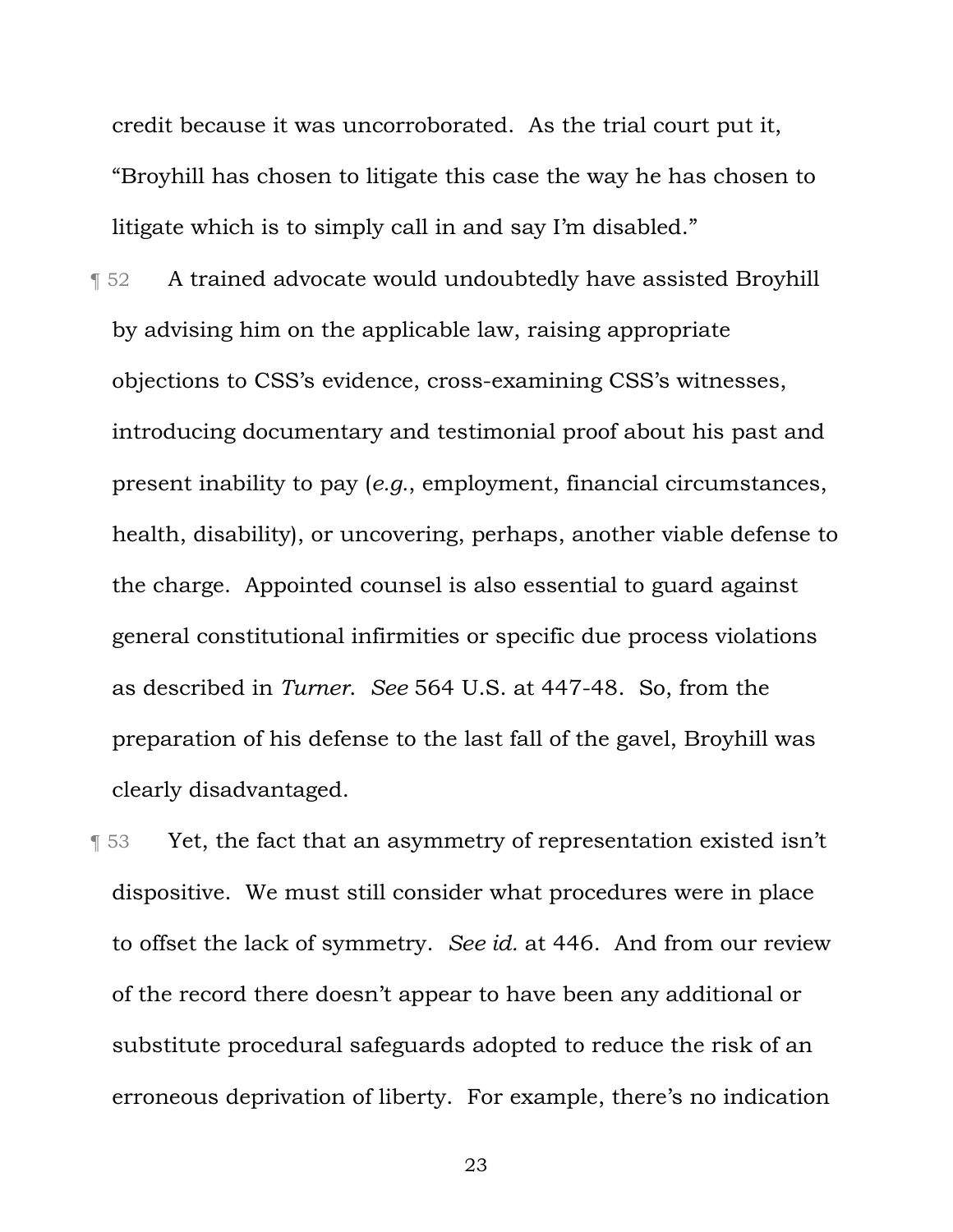credit because it was uncorroborated. As the trial court put it, "Broyhill has chosen to litigate this case the way he has chosen to litigate which is to simply call in and say I'm disabled."

¶ 52 A trained advocate would undoubtedly have assisted Broyhill by advising him on the applicable law, raising appropriate objections to CSS's evidence, cross-examining CSS's witnesses, introducing documentary and testimonial proof about his past and present inability to pay (*e.g.*, employment, financial circumstances, health, disability), or uncovering, perhaps, another viable defense to the charge. Appointed counsel is also essential to guard against general constitutional infirmities or specific due process violations as described in *Turner*. *See* 564 U.S. at 447-48. So, from the preparation of his defense to the last fall of the gavel, Broyhill was clearly disadvantaged.

¶ 53 Yet, the fact that an asymmetry of representation existed isn't dispositive. We must still consider what procedures were in place to offset the lack of symmetry. *See id.* at 446. And from our review of the record there doesn't appear to have been any additional or substitute procedural safeguards adopted to reduce the risk of an erroneous deprivation of liberty. For example, there's no indication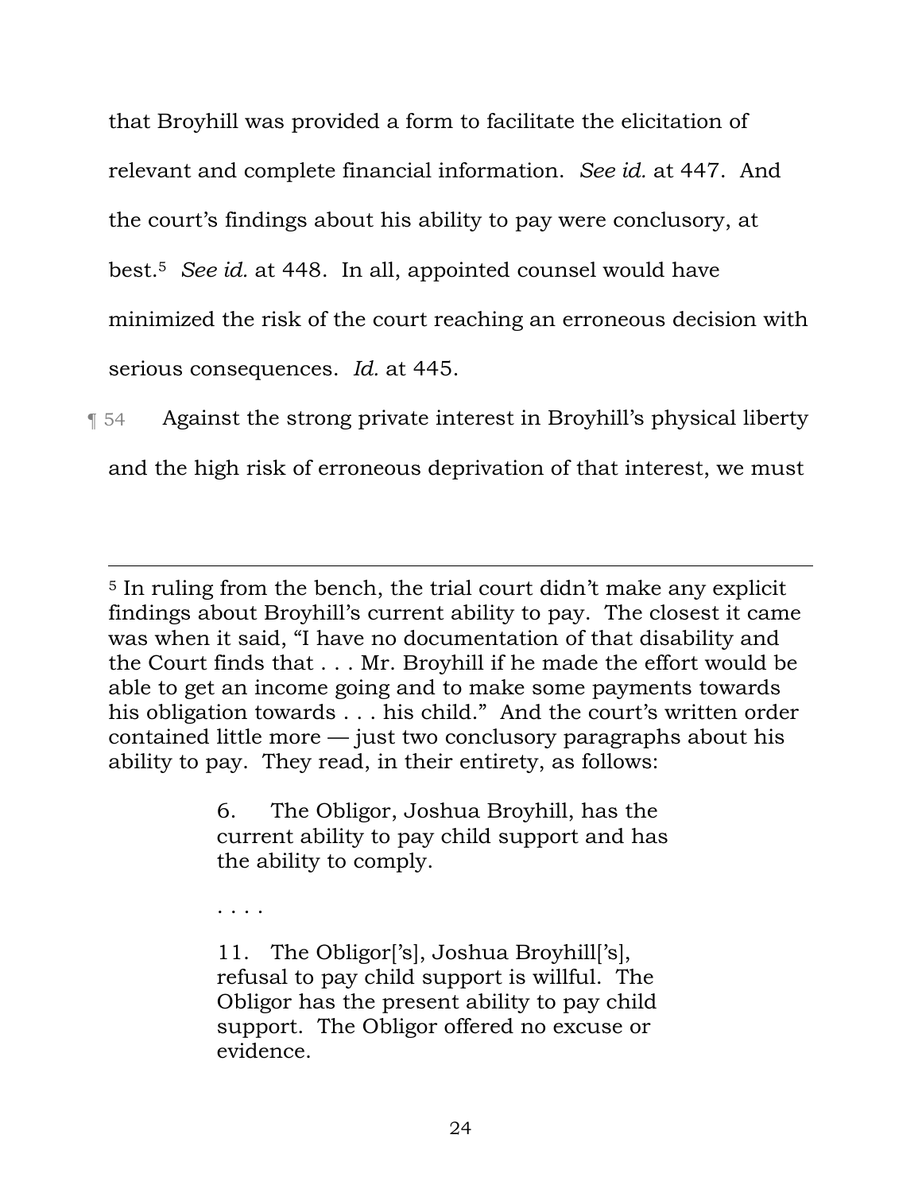that Broyhill was provided a form to facilitate the elicitation of relevant and complete financial information. *See id.* at 447. And the court's findings about his ability to pay were conclusory, at best.[5] *See id.* at 448. In all, appointed counsel would have minimized the risk of the court reaching an erroneous decision with serious consequences. *Id.* at 445.

¶ 54 Against the strong private interest in Broyhill's physical liberty and the high risk of erroneous deprivation of that interest, we must

---

[5] In ruling from the bench, the trial court didn't make any explicit findings about Broyhill's current ability to pay. The closest it came was when it said, "I have no documentation of that disability and the Court finds that . . . Mr. Broyhill if he made the effort would be able to get an income going and to make some payments towards his obligation towards . . . his child." And the court's written order contained little more — just two conclusory paragraphs about his ability to pay. They read, in their entirety, as follows:

> 6. The Obligor, Joshua Broyhill, has the current ability to pay child support and has the ability to comply.
>
> . . . .
>
> 11. The Obligor['s], Joshua Broyhill['s], refusal to pay child support is willful. The Obligor has the present ability to pay child support. The Obligor offered no excuse or evidence.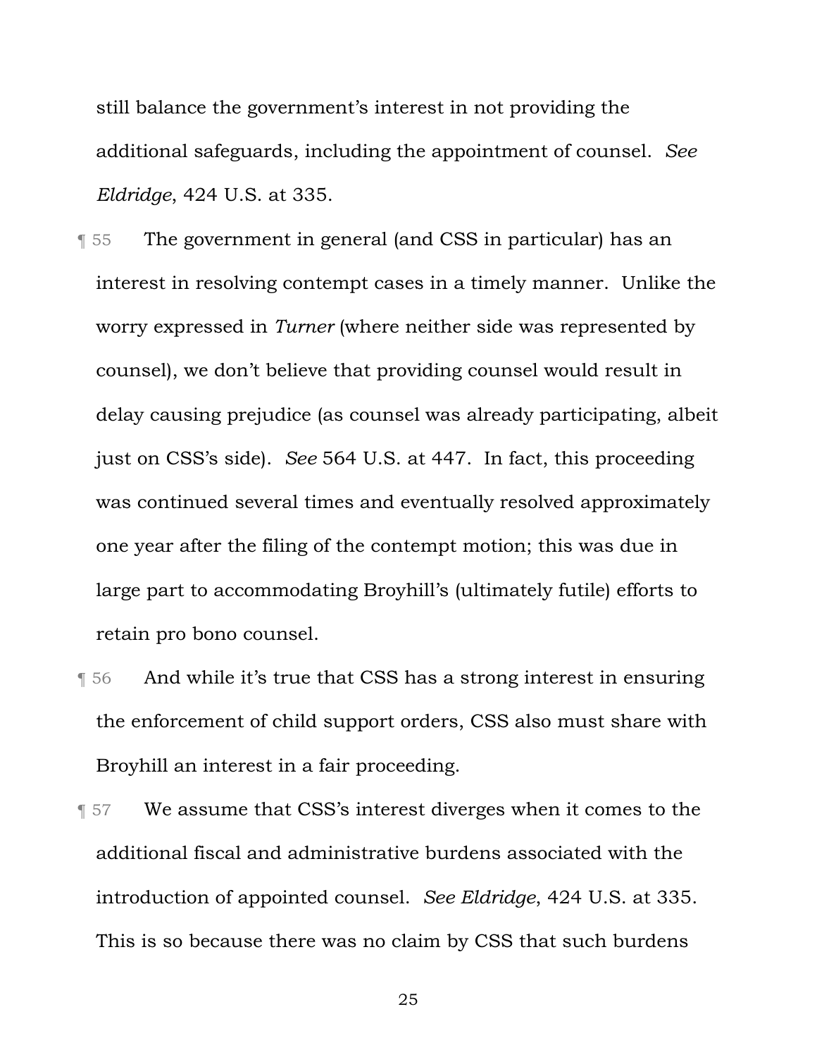still balance the government's interest in not providing the additional safeguards, including the appointment of counsel. *See Eldridge*, 424 U.S. at 335.

¶ 55 The government in general (and CSS in particular) has an interest in resolving contempt cases in a timely manner. Unlike the worry expressed in *Turner* (where neither side was represented by counsel), we don't believe that providing counsel would result in delay causing prejudice (as counsel was already participating, albeit just on CSS's side). *See* 564 U.S. at 447. In fact, this proceeding was continued several times and eventually resolved approximately one year after the filing of the contempt motion; this was due in large part to accommodating Broyhill's (ultimately futile) efforts to retain pro bono counsel.

¶ 56 And while it's true that CSS has a strong interest in ensuring the enforcement of child support orders, CSS also must share with Broyhill an interest in a fair proceeding.

¶ 57 We assume that CSS's interest diverges when it comes to the additional fiscal and administrative burdens associated with the introduction of appointed counsel. *See Eldridge*, 424 U.S. at 335. This is so because there was no claim by CSS that such burdens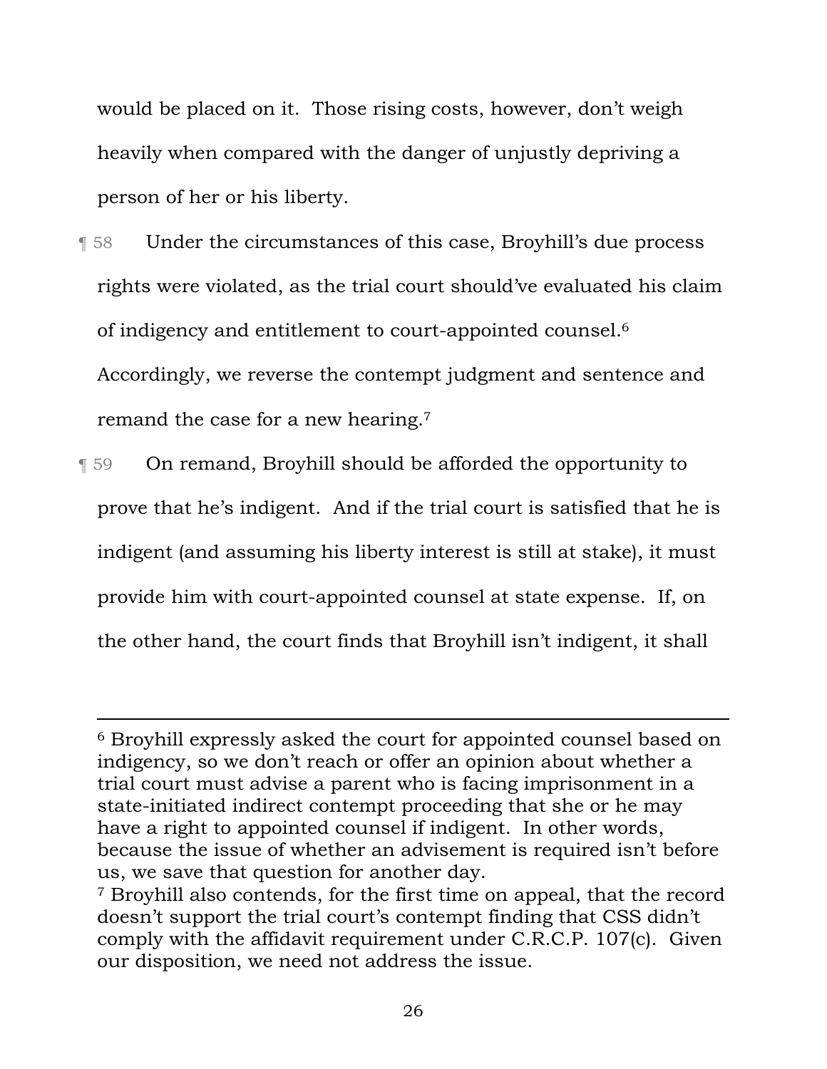would be placed on it. Those rising costs, however, don't weigh heavily when compared with the danger of unjustly depriving a person of her or his liberty.

¶ 58 Under the circumstances of this case, Broyhill's due process rights were violated, as the trial court should've evaluated his claim of indigency and entitlement to court-appointed counsel.[6] Accordingly, we reverse the contempt judgment and sentence and remand the case for a new hearing.[7]

¶ 59 On remand, Broyhill should be afforded the opportunity to prove that he's indigent. And if the trial court is satisfied that he is indigent (and assuming his liberty interest is still at stake), it must provide him with court-appointed counsel at state expense. If, on the other hand, the court finds that Broyhill isn't indigent, it shall

---

[6] Broyhill expressly asked the court for appointed counsel based on indigency, so we don't reach or offer an opinion about whether a trial court must advise a parent who is facing imprisonment in a state-initiated indirect contempt proceeding that she or he may have a right to appointed counsel if indigent. In other words, because the issue of whether an advisement is required isn't before us, we save that question for another day.

[7] Broyhill also contends, for the first time on appeal, that the record doesn't support the trial court's contempt finding that CSS didn't comply with the affidavit requirement under C.R.C.P. 107(c). Given our disposition, we need not address the issue.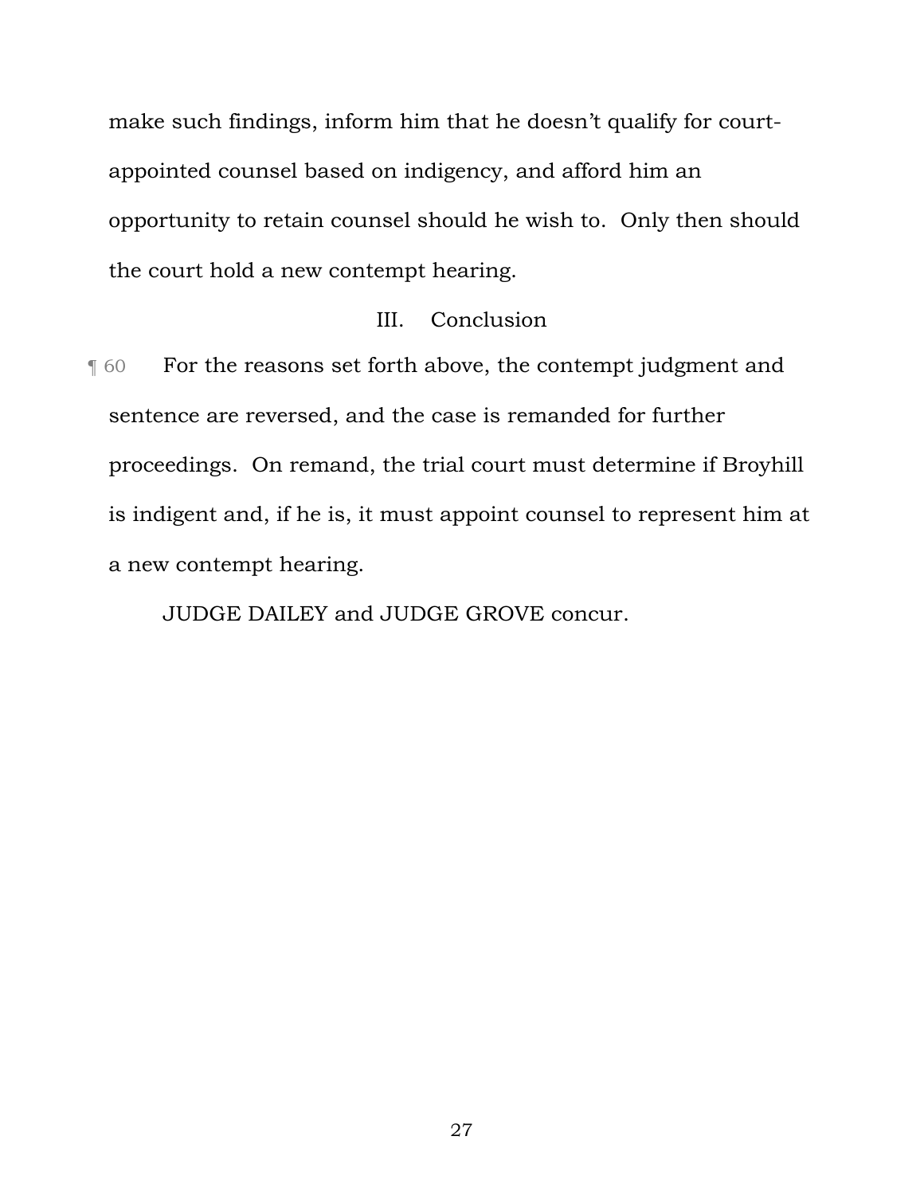make such findings, inform him that he doesn't qualify for court-appointed counsel based on indigency, and afford him an opportunity to retain counsel should he wish to. Only then should the court hold a new contempt hearing.

## III. Conclusion

¶ 60 For the reasons set forth above, the contempt judgment and sentence are reversed, and the case is remanded for further proceedings. On remand, the trial court must determine if Broyhill is indigent and, if he is, it must appoint counsel to represent him at a new contempt hearing.

JUDGE DAILEY and JUDGE GROVE concur.